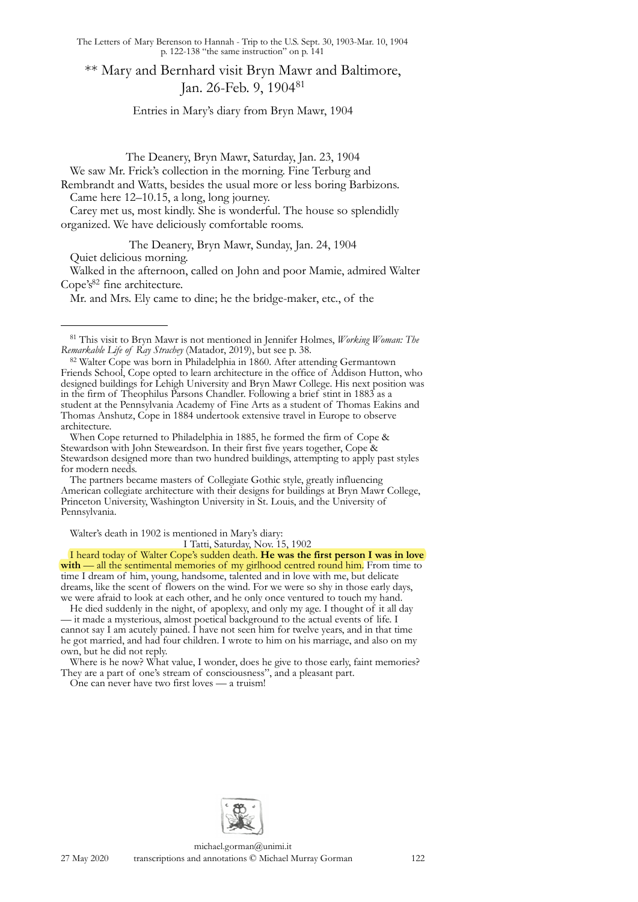## ** Mary and Bernhard visit Bryn Mawr and Baltimore, Jan. 26-Feb. 9, 1904[81]

Entries in Mary's diary from Bryn Mawr, 1904

The Deanery, Bryn Mawr, Saturday, Jan. 23, 1904

We saw Mr. Frick's collection in the morning. Fine Terburg and Rembrandt and Watts, besides the usual more or less boring Barbizons.

Came here 12–10.15, a long, long journey.

Carey met us, most kindly. She is wonderful. The house so splendidly organized. We have deliciously comfortable rooms.

The Deanery, Bryn Mawr, Sunday, Jan. 24, 1904

Quiet delicious morning.

Walked in the afternoon, called on John and poor Mamie, admired Walter Cope's[82] fine architecture.

Mr. and Mrs. Ely came to dine; he the bridge-maker, etc., of the

---

[81] This visit to Bryn Mawr is not mentioned in Jennifer Holmes, *Working Woman: The Remarkable Life of Ray Strachey* (Matador, 2019), but see p. 38.

[82] Walter Cope was born in Philadelphia in 1860. After attending Germantown Friends School, Cope opted to learn architecture in the office of Addison Hutton, who designed buildings for Lehigh University and Bryn Mawr College. His next position was in the firm of Theophilus Parsons Chandler. Following a brief stint in 1883 as a student at the Pennsylvania Academy of Fine Arts as a student of Thomas Eakins and Thomas Anshutz, Cope in 1884 undertook extensive travel in Europe to observe architecture.

When Cope returned to Philadelphia in 1885, he formed the firm of Cope & Stewardson with John Steweardson. In their first five years together, Cope & Stewardson designed more than two hundred buildings, attempting to apply past styles for modern needs.

The partners became masters of Collegiate Gothic style, greatly influencing American collegiate architecture with their designs for buildings at Bryn Mawr College, Princeton University, Washington University in St. Louis, and the University of Pennsylvania.

Walter's death in 1902 is mentioned in Mary's diary:

I Tatti, Saturday, Nov. 15, 1902

I heard today of Walter Cope's sudden death. **He was the first person I was in love with** — all the sentimental memories of my girlhood centred round him. From time to time I dream of him, young, handsome, talented and in love with me, but delicate dreams, like the scent of flowers on the wind. For we were so shy in those early days, we were afraid to look at each other, and he only once ventured to touch my hand.

He died suddenly in the night, of apoplexy, and only my age. I thought of it all day — it made a mysterious, almost poetical background to the actual events of life. I cannot say I am acutely pained. I have not seen him for twelve years, and in that time he got married, and had four children. I wrote to him on his marriage, and also on my own, but he did not reply.

Where is he now? What value, I wonder, does he give to those early, faint memories? They are a part of one's stream of consciousness", and a pleasant part.

One can never have two first loves — a truism!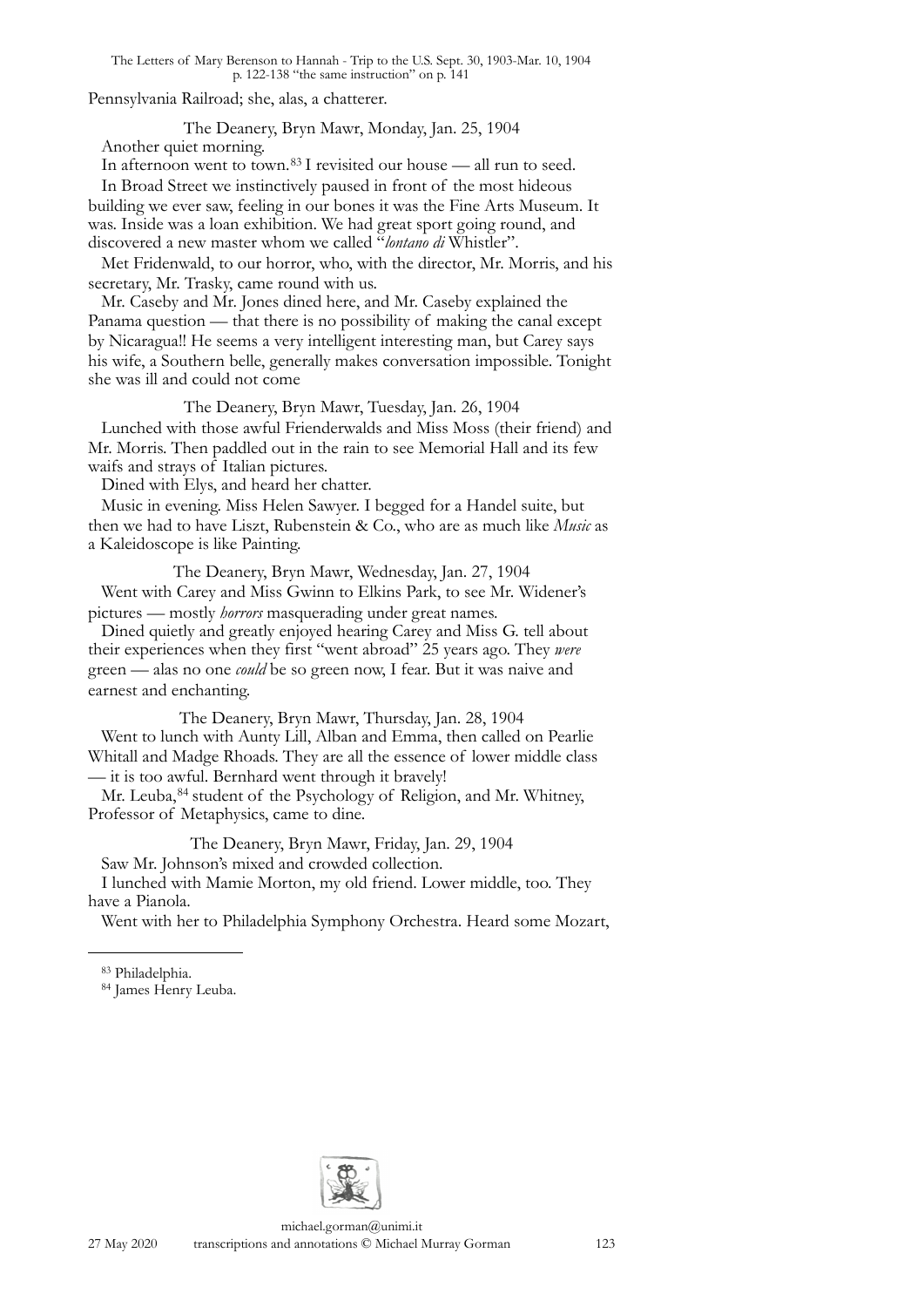Pennsylvania Railroad; she, alas, a chatterer.

The Deanery, Bryn Mawr, Monday, Jan. 25, 1904

Another quiet morning.

In afternoon went to town.[83] I revisited our house — all run to seed.

In Broad Street we instinctively paused in front of the most hideous building we ever saw, feeling in our bones it was the Fine Arts Museum. It was. Inside was a loan exhibition. We had great sport going round, and discovered a new master whom we called "*lontano di* Whistler".

Met Fridenwald, to our horror, who, with the director, Mr. Morris, and his secretary, Mr. Trasky, came round with us.

Mr. Caseby and Mr. Jones dined here, and Mr. Caseby explained the Panama question — that there is no possibility of making the canal except by Nicaragua!! He seems a very intelligent interesting man, but Carey says his wife, a Southern belle, generally makes conversation impossible. Tonight she was ill and could not come

The Deanery, Bryn Mawr, Tuesday, Jan. 26, 1904

Lunched with those awful Frienderwalds and Miss Moss (their friend) and Mr. Morris. Then paddled out in the rain to see Memorial Hall and its few waifs and strays of Italian pictures.

Dined with Elys, and heard her chatter.

Music in evening. Miss Helen Sawyer. I begged for a Handel suite, but then we had to have Liszt, Rubenstein & Co., who are as much like *Music* as a Kaleidoscope is like Painting.

The Deanery, Bryn Mawr, Wednesday, Jan. 27, 1904

Went with Carey and Miss Gwinn to Elkins Park, to see Mr. Widener's pictures — mostly *horrors* masquerading under great names.

Dined quietly and greatly enjoyed hearing Carey and Miss G. tell about their experiences when they first "went abroad" 25 years ago. They *were* green — alas no one *could* be so green now, I fear. But it was naive and earnest and enchanting.

The Deanery, Bryn Mawr, Thursday, Jan. 28, 1904

Went to lunch with Aunty Lill, Alban and Emma, then called on Pearlie Whitall and Madge Rhoads. They are all the essence of lower middle class — it is too awful. Bernhard went through it bravely!

Mr. Leuba,[84] student of the Psychology of Religion, and Mr. Whitney, Professor of Metaphysics, came to dine.

The Deanery, Bryn Mawr, Friday, Jan. 29, 1904

Saw Mr. Johnson's mixed and crowded collection.

I lunched with Mamie Morton, my old friend. Lower middle, too. They have a Pianola.

Went with her to Philadelphia Symphony Orchestra. Heard some Mozart,

---

[83] Philadelphia.

[84] James Henry Leuba.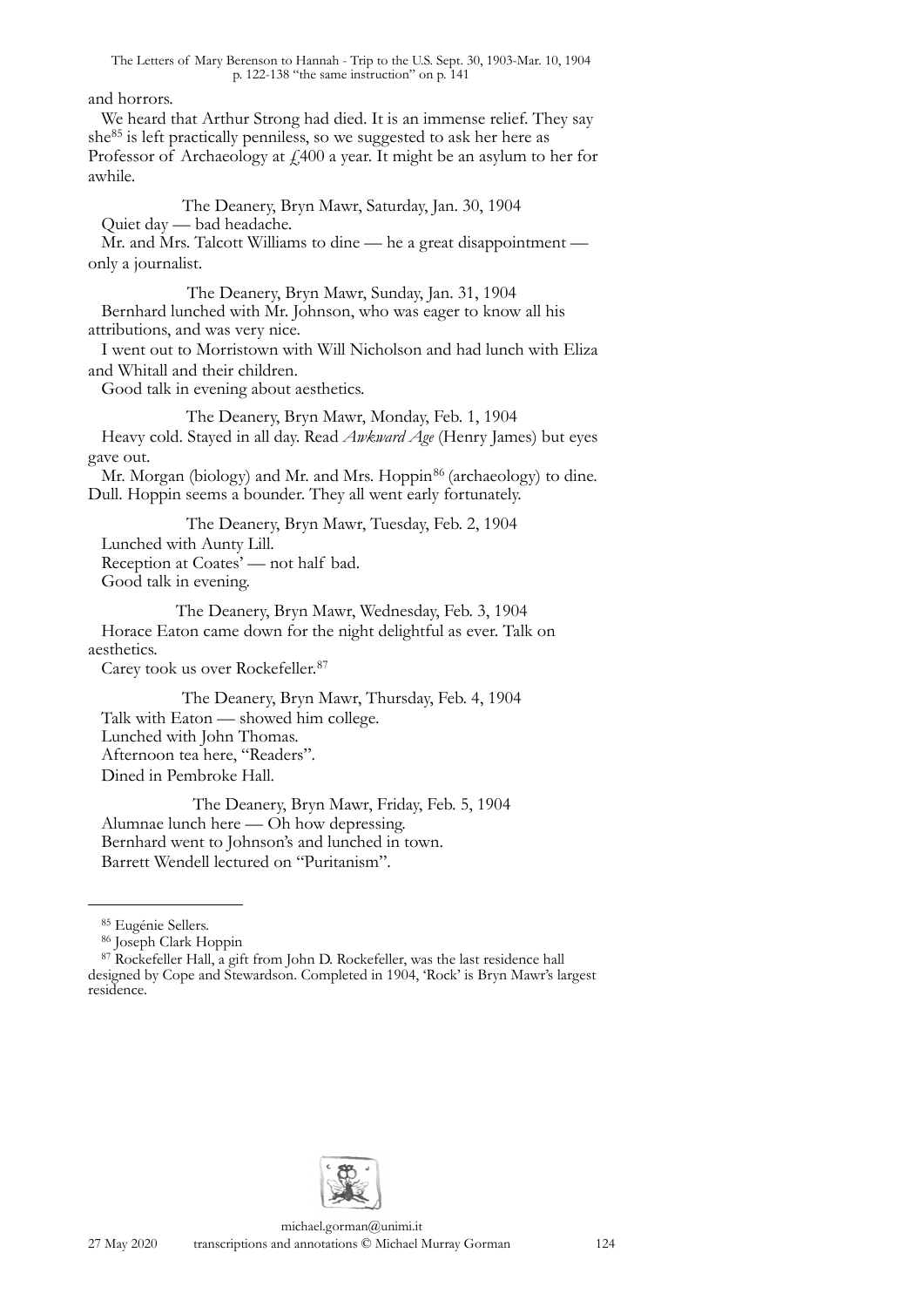and horrors.

We heard that Arthur Strong had died. It is an immense relief. They say she[85] is left practically penniless, so we suggested to ask her here as Professor of Archaeology at £400 a year. It might be an asylum to her for awhile.

The Deanery, Bryn Mawr, Saturday, Jan. 30, 1904

Quiet day — bad headache.

Mr. and Mrs. Talcott Williams to dine — he a great disappointment — only a journalist.

The Deanery, Bryn Mawr, Sunday, Jan. 31, 1904

Bernhard lunched with Mr. Johnson, who was eager to know all his attributions, and was very nice.

I went out to Morristown with Will Nicholson and had lunch with Eliza and Whitall and their children.

Good talk in evening about aesthetics.

The Deanery, Bryn Mawr, Monday, Feb. 1, 1904

Heavy cold. Stayed in all day. Read *Awkward Age* (Henry James) but eyes gave out.

Mr. Morgan (biology) and Mr. and Mrs. Hoppin[86] (archaeology) to dine. Dull. Hoppin seems a bounder. They all went early fortunately.

The Deanery, Bryn Mawr, Tuesday, Feb. 2, 1904

Lunched with Aunty Lill.

Reception at Coates' — not half bad.

Good talk in evening.

The Deanery, Bryn Mawr, Wednesday, Feb. 3, 1904

Horace Eaton came down for the night delightful as ever. Talk on aesthetics.

Carey took us over Rockefeller.[87]

The Deanery, Bryn Mawr, Thursday, Feb. 4, 1904

Talk with Eaton — showed him college.

Lunched with John Thomas.

Afternoon tea here, "Readers".

Dined in Pembroke Hall.

The Deanery, Bryn Mawr, Friday, Feb. 5, 1904

Alumnae lunch here — Oh how depressing.

Bernhard went to Johnson's and lunched in town.

Barrett Wendell lectured on "Puritanism".

---

[85] Eugénie Sellers.

[86] Joseph Clark Hoppin

[87] Rockefeller Hall, a gift from John D. Rockefeller, was the last residence hall designed by Cope and Stewardson. Completed in 1904, 'Rock' is Bryn Mawr's largest residence.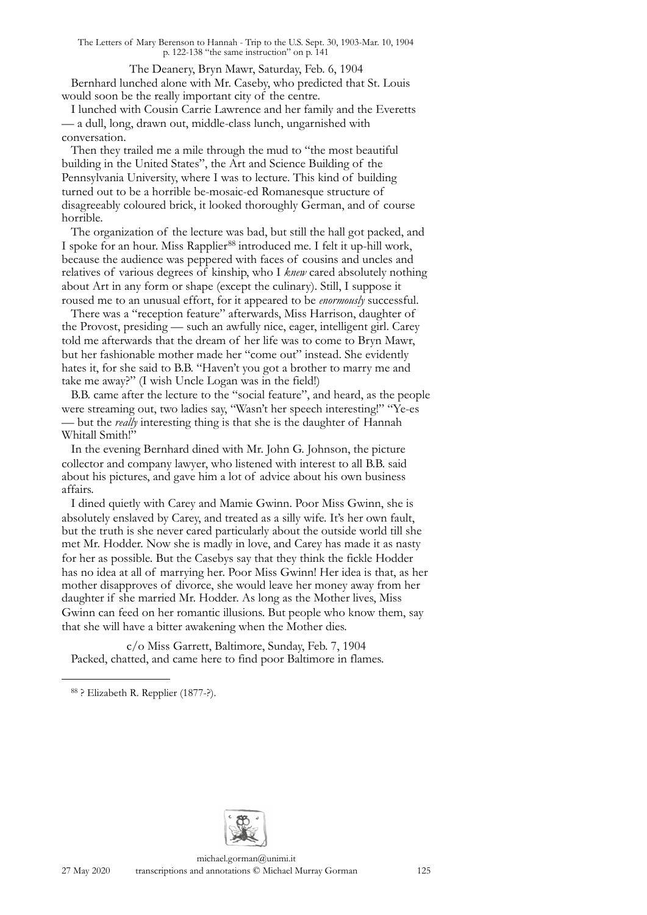The Deanery, Bryn Mawr, Saturday, Feb. 6, 1904

Bernhard lunched alone with Mr. Caseby, who predicted that St. Louis would soon be the really important city of the centre.

I lunched with Cousin Carrie Lawrence and her family and the Everetts — a dull, long, drawn out, middle-class lunch, ungarnished with conversation.

Then they trailed me a mile through the mud to "the most beautiful building in the United States", the Art and Science Building of the Pennsylvania University, where I was to lecture. This kind of building turned out to be a horrible be-mosaic-ed Romanesque structure of disagreeably coloured brick, it looked thoroughly German, and of course horrible.

The organization of the lecture was bad, but still the hall got packed, and I spoke for an hour. Miss Rapplier[88] introduced me. I felt it up-hill work, because the audience was peppered with faces of cousins and uncles and relatives of various degrees of kinship, who I *knew* cared absolutely nothing about Art in any form or shape (except the culinary). Still, I suppose it roused me to an unusual effort, for it appeared to be *enormously* successful.

There was a "reception feature" afterwards, Miss Harrison, daughter of the Provost, presiding — such an awfully nice, eager, intelligent girl. Carey told me afterwards that the dream of her life was to come to Bryn Mawr, but her fashionable mother made her "come out" instead. She evidently hates it, for she said to B.B. "Haven't you got a brother to marry me and take me away?" (I wish Uncle Logan was in the field!)

B.B. came after the lecture to the "social feature", and heard, as the people were streaming out, two ladies say, "Wasn't her speech interesting!" "Ye-es — but the *really* interesting thing is that she is the daughter of Hannah Whitall Smith!"

In the evening Bernhard dined with Mr. John G. Johnson, the picture collector and company lawyer, who listened with interest to all B.B. said about his pictures, and gave him a lot of advice about his own business affairs.

I dined quietly with Carey and Mamie Gwinn. Poor Miss Gwinn, she is absolutely enslaved by Carey, and treated as a silly wife. It's her own fault, but the truth is she never cared particularly about the outside world till she met Mr. Hodder. Now she is madly in love, and Carey has made it as nasty for her as possible. But the Casebys say that they think the fickle Hodder has no idea at all of marrying her. Poor Miss Gwinn! Her idea is that, as her mother disapproves of divorce, she would leave her money away from her daughter if she married Mr. Hodder. As long as the Mother lives, Miss Gwinn can feed on her romantic illusions. But people who know them, say that she will have a bitter awakening when the Mother dies.

c/o Miss Garrett, Baltimore, Sunday, Feb. 7, 1904

Packed, chatted, and came here to find poor Baltimore in flames.

---

[88] ? Elizabeth R. Repplier (1877-?).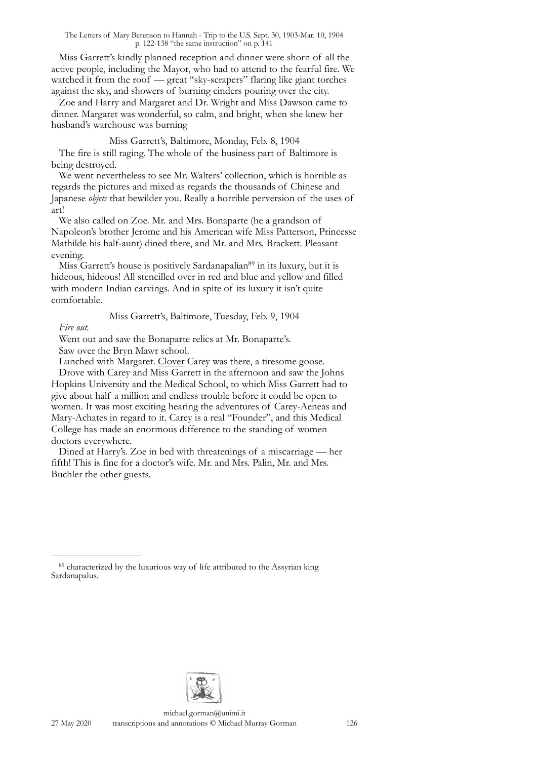Miss Garrett's kindly planned reception and dinner were shorn of all the active people, including the Mayor, who had to attend to the fearful fire. We watched it from the roof — great "sky-scrapers" flaring like giant torches against the sky, and showers of burning cinders pouring over the city.

Zoe and Harry and Margaret and Dr. Wright and Miss Dawson came to dinner. Margaret was wonderful, so calm, and bright, when she knew her husband's warehouse was burning

Miss Garrett's, Baltimore, Monday, Feb. 8, 1904

The fire is still raging. The whole of the business part of Baltimore is being destroyed.

We went nevertheless to see Mr. Walters' collection, which is horrible as regards the pictures and mixed as regards the thousands of Chinese and Japanese *objets* that bewilder you. Really a horrible perversion of the uses of art!

We also called on Zoe. Mr. and Mrs. Bonaparte (he a grandson of Napoleon's brother Jerome and his American wife Miss Patterson, Princesse Mathilde his half-aunt) dined there, and Mr. and Mrs. Brackett. Pleasant evening.

Miss Garrett's house is positively Sardanapalian[89] in its luxury, but it is hideous, hideous! All stencilled over in red and blue and yellow and filled with modern Indian carvings. And in spite of its luxury it isn't quite comfortable.

Miss Garrett's, Baltimore, Tuesday, Feb. 9, 1904

*Fire out.*

Went out and saw the Bonaparte relics at Mr. Bonaparte's.

Saw over the Bryn Mawr school.

Lunched with Margaret. Clover Carey was there, a tiresome goose.

Drove with Carey and Miss Garrett in the afternoon and saw the Johns Hopkins University and the Medical School, to which Miss Garrett had to give about half a million and endless trouble before it could be open to women. It was most exciting hearing the adventures of Carey-Aeneas and Mary-Achates in regard to it. Carey is a real "Founder", and this Medical College has made an enormous difference to the standing of women doctors everywhere.

Dined at Harry's. Zoe in bed with threatenings of a miscarriage — her fifth! This is fine for a doctor's wife. Mr. and Mrs. Palin, Mr. and Mrs. Buchler the other guests.

---

[89] characterized by the luxurious way of life attributed to the Assyrian king Sardanapalus.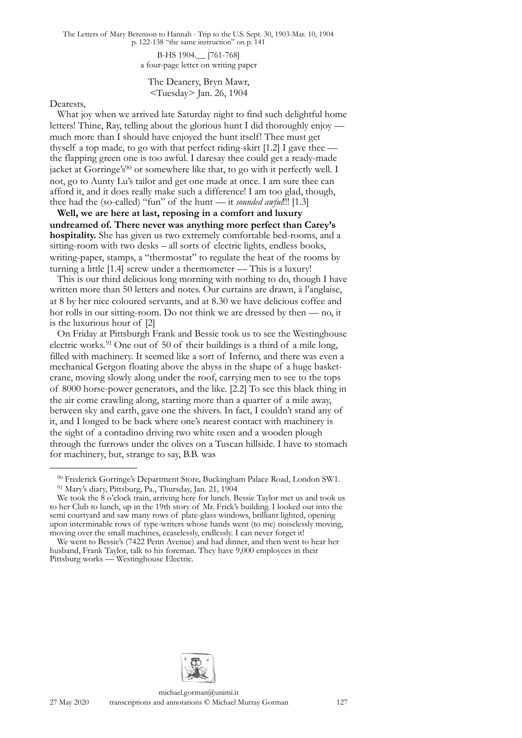B-HS 1904.__ [761-768]
a four-page letter on writing paper

The Deanery, Bryn Mawr,
<Tuesday> Jan. 26, 1904

Dearests,

What joy when we arrived late Saturday night to find such delightful home letters! Thine, Ray, telling about the glorious hunt I did thoroughly enjoy — much more than I should have enjoyed the hunt itself! Thee must get thyself a top made, to go with that perfect riding-skirt [1.2] I gave thee — the flapping green one is too awful. I daresay thee could get a ready-made jacket at Gorringe's[90] or somewhere like that, to go with it perfectly well. I not, go to Aunty Lu's tailor and get one made at once. I am sure thee can afford it, and it does really make such a difference! I am too glad, though, thee had the (so-called) "fun" of the hunt — it *sounded awful*!!! [1.3]

**Well, we are here at last, reposing in a comfort and luxury undreamed of. There never was anything more perfect than Carey's hospitality.** She has given us two extremely comfortable bed-rooms, and a sitting-room with two desks – all sorts of electric lights, endless books, writing-paper, stamps, a "thermostat" to regulate the heat of the rooms by turning a little [1.4] screw under a thermometer — This is a luxury!

This is our third delicious long morning with nothing to do, though I have written more than 50 letters and notes. Our curtains are drawn, à l'anglaise, at 8 by her nice coloured servants, and at 8.30 we have delicious coffee and hot rolls in our sitting-room. Do not think we are dressed by then — no, it is the luxurious hour of [2]

On Friday at Pittsburgh Frank and Bessie took us to see the Westinghouse electric works.[91] One out of 50 of their buildings is a third of a mile long, filled with machinery. It seemed like a sort of Inferno, and there was even a mechanical Gergon floating above the abyss in the shape of a huge basket-crane, moving slowly along under the roof, carrying men to see to the tops of 8000 horse-power generators, and the like. [2.2] To see this black thing in the air come crawling along, starting more than a quarter of a mile away, between sky and earth, gave one the shivers. In fact, I couldn't stand any of it, and I longed to be back where one's nearest contact with machinery is the sight of a contadino driving two white oxen and a wooden plough through the furrows under the olives on a Tuscan hillside. I have to stomach for machinery, but, strange to say, B.B. was

---

[90] Frederick Gorringe's Department Store, Buckingham Palace Road, London SW1.

[91] Mary's diary, Pittsburg, Pa., Thursday, Jan. 21, 1904

We took the 8 o'clock train, arriving here for lunch. Bessie Taylor met us and took us to her Club to lunch, up in the 19th story of Mr. Frick's building. I looked out into the semi courtyard and saw many rows of plate-glass windows, brilliant lighted, opening upon interminable rows of type-writers whose hands went (to me) noiselessly moving, moving over the small machines, ceaselessly, endlessly. I can never forget it!

We went to Bessie's (7422 Penn Avenue) and had dinner, and then went to hear her husband, Frank Taylor, talk to his foreman. They have 9,000 employees in their Pittsburg works — Westinghouse Electric.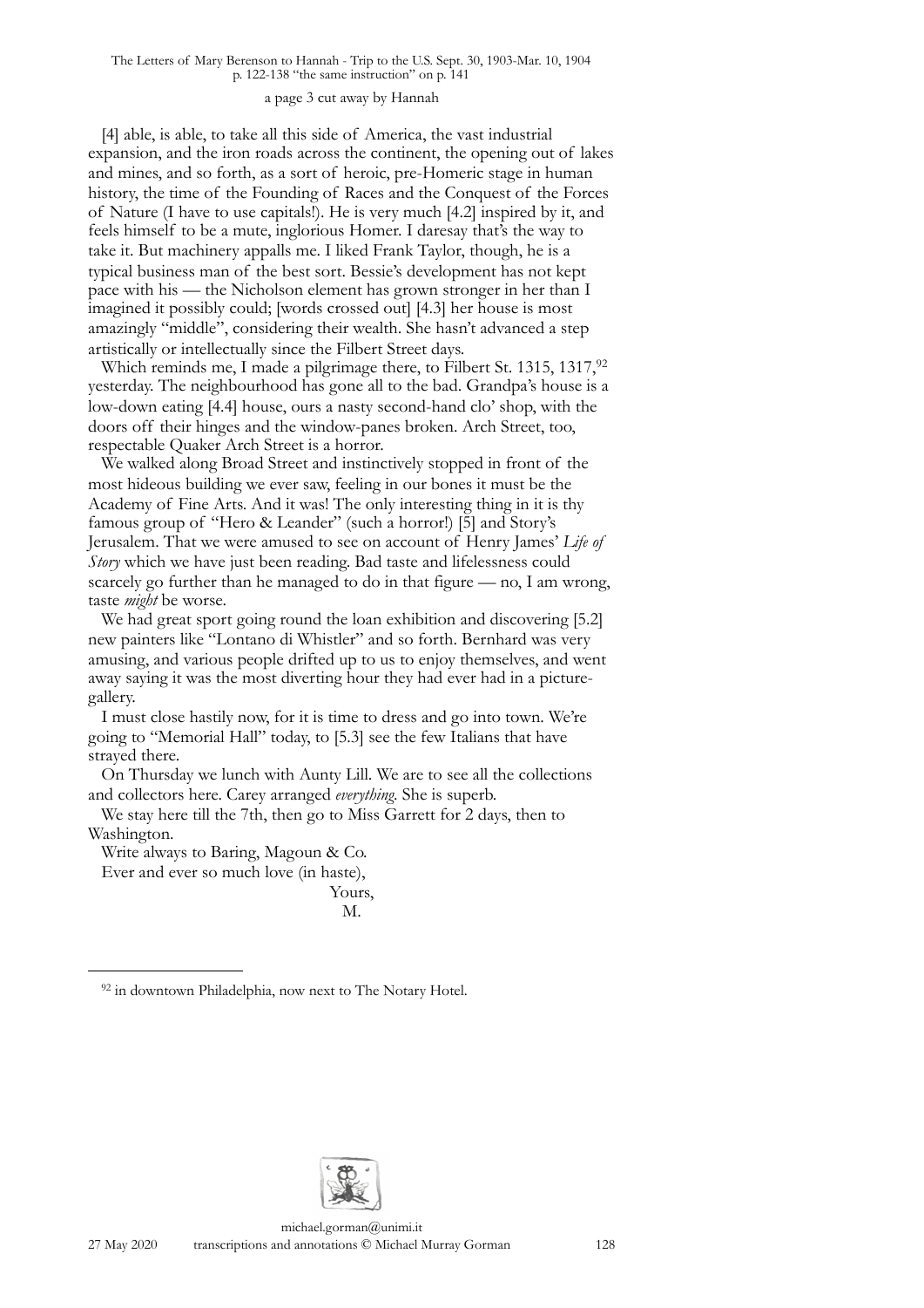a page 3 cut away by Hannah

[4] able, is able, to take all this side of America, the vast industrial expansion, and the iron roads across the continent, the opening out of lakes and mines, and so forth, as a sort of heroic, pre-Homeric stage in human history, the time of the Founding of Races and the Conquest of the Forces of Nature (I have to use capitals!). He is very much [4.2] inspired by it, and feels himself to be a mute, inglorious Homer. I daresay that's the way to take it. But machinery appalls me. I liked Frank Taylor, though, he is a typical business man of the best sort. Bessie's development has not kept pace with his — the Nicholson element has grown stronger in her than I imagined it possibly could; [words crossed out] [4.3] her house is most amazingly "middle", considering their wealth. She hasn't advanced a step artistically or intellectually since the Filbert Street days.

Which reminds me, I made a pilgrimage there, to Filbert St. 1315, 1317,[92] yesterday. The neighbourhood has gone all to the bad. Grandpa's house is a low-down eating [4.4] house, ours a nasty second-hand clo' shop, with the doors off their hinges and the window-panes broken. Arch Street, too, respectable Quaker Arch Street is a horror.

We walked along Broad Street and instinctively stopped in front of the most hideous building we ever saw, feeling in our bones it must be the Academy of Fine Arts. And it was! The only interesting thing in it is thy famous group of "Hero & Leander" (such a horror!) [5] and Story's Jerusalem. That we were amused to see on account of Henry James' *Life of Story* which we have just been reading. Bad taste and lifelessness could scarcely go further than he managed to do in that figure — no, I am wrong, taste *might* be worse.

We had great sport going round the loan exhibition and discovering [5.2] new painters like "Lontano di Whistler" and so forth. Bernhard was very amusing, and various people drifted up to us to enjoy themselves, and went away saying it was the most diverting hour they had ever had in a picture-gallery.

I must close hastily now, for it is time to dress and go into town. We're going to "Memorial Hall" today, to [5.3] see the few Italians that have strayed there.

On Thursday we lunch with Aunty Lill. We are to see all the collections and collectors here. Carey arranged *everything*. She is superb.

We stay here till the 7th, then go to Miss Garrett for 2 days, then to Washington.

Write always to Baring, Magoun & Co.

Ever and ever so much love (in haste),

Yours,
M.

---

[92] in downtown Philadelphia, now next to The Notary Hotel.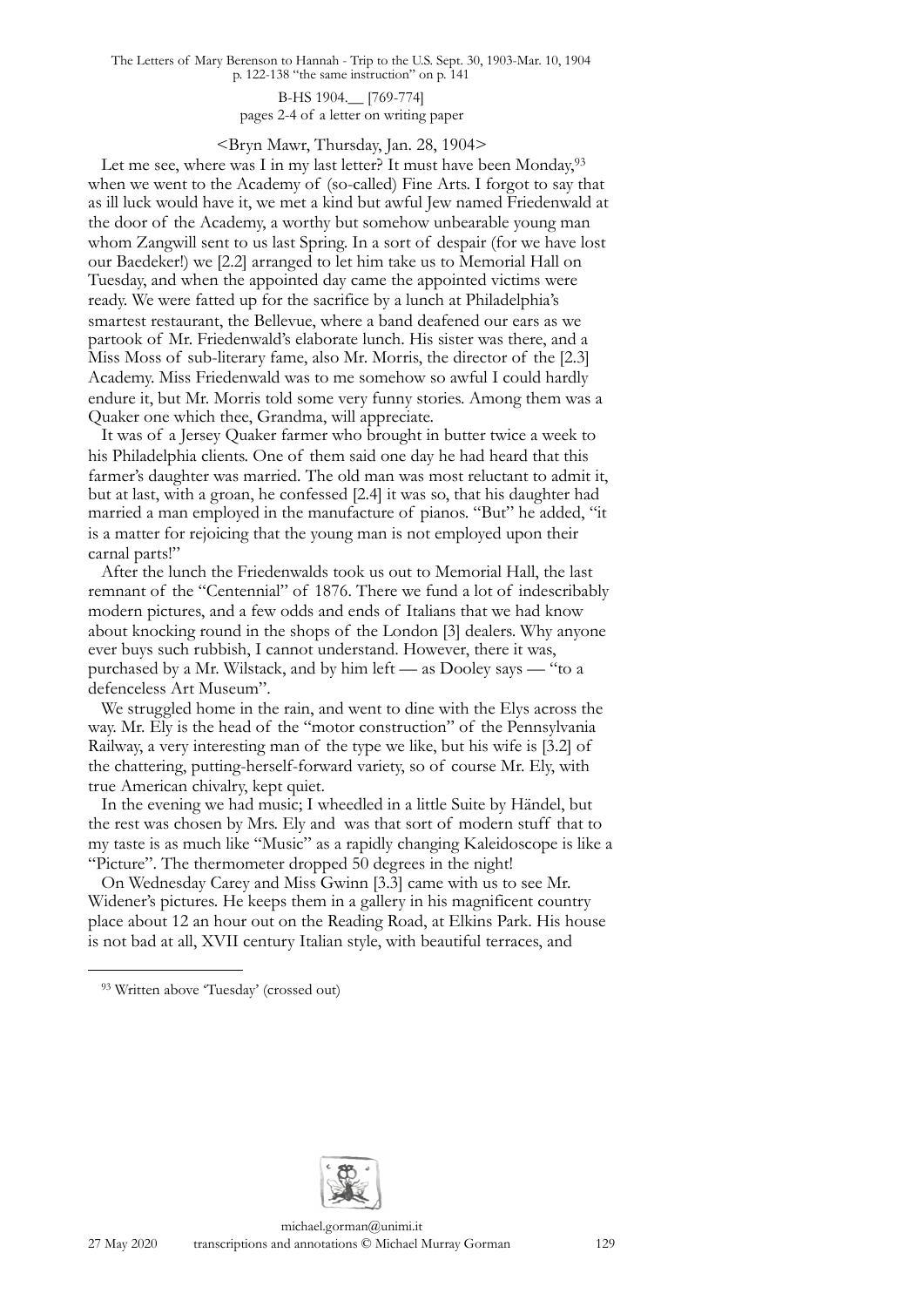B-HS 1904.__ [769-774]
pages 2-4 of a letter on writing paper

<Bryn Mawr, Thursday, Jan. 28, 1904>

Let me see, where was I in my last letter? It must have been Monday,[93] when we went to the Academy of (so-called) Fine Arts. I forgot to say that as ill luck would have it, we met a kind but awful Jew named Friedenwald at the door of the Academy, a worthy but somehow unbearable young man whom Zangwill sent to us last Spring. In a sort of despair (for we have lost our Baedeker!) we [2.2] arranged to let him take us to Memorial Hall on Tuesday, and when the appointed day came the appointed victims were ready. We were fatted up for the sacrifice by a lunch at Philadelphia's smartest restaurant, the Bellevue, where a band deafened our ears as we partook of Mr. Friedenwald's elaborate lunch. His sister was there, and a Miss Moss of sub-literary fame, also Mr. Morris, the director of the [2.3] Academy. Miss Friedenwald was to me somehow so awful I could hardly endure it, but Mr. Morris told some very funny stories. Among them was a Quaker one which thee, Grandma, will appreciate.

It was of a Jersey Quaker farmer who brought in butter twice a week to his Philadelphia clients. One of them said one day he had heard that this farmer's daughter was married. The old man was most reluctant to admit it, but at last, with a groan, he confessed [2.4] it was so, that his daughter had married a man employed in the manufacture of pianos. "But" he added, "it is a matter for rejoicing that the young man is not employed upon their carnal parts!"

After the lunch the Friedenwalds took us out to Memorial Hall, the last remnant of the "Centennial" of 1876. There we fund a lot of indescribably modern pictures, and a few odds and ends of Italians that we had know about knocking round in the shops of the London [3] dealers. Why anyone ever buys such rubbish, I cannot understand. However, there it was, purchased by a Mr. Wilstack, and by him left — as Dooley says — "to a defenceless Art Museum".

We struggled home in the rain, and went to dine with the Elys across the way. Mr. Ely is the head of the "motor construction" of the Pennsylvania Railway, a very interesting man of the type we like, but his wife is [3.2] of the chattering, putting-herself-forward variety, so of course Mr. Ely, with true American chivalry, kept quiet.

In the evening we had music; I wheedled in a little Suite by Händel, but the rest was chosen by Mrs. Ely and was that sort of modern stuff that to my taste is as much like "Music" as a rapidly changing Kaleidoscope is like a "Picture". The thermometer dropped 50 degrees in the night!

On Wednesday Carey and Miss Gwinn [3.3] came with us to see Mr. Widener's pictures. He keeps them in a gallery in his magnificent country place about 12 an hour out on the Reading Road, at Elkins Park. His house is not bad at all, XVII century Italian style, with beautiful terraces, and

[93] Written above 'Tuesday' (crossed out)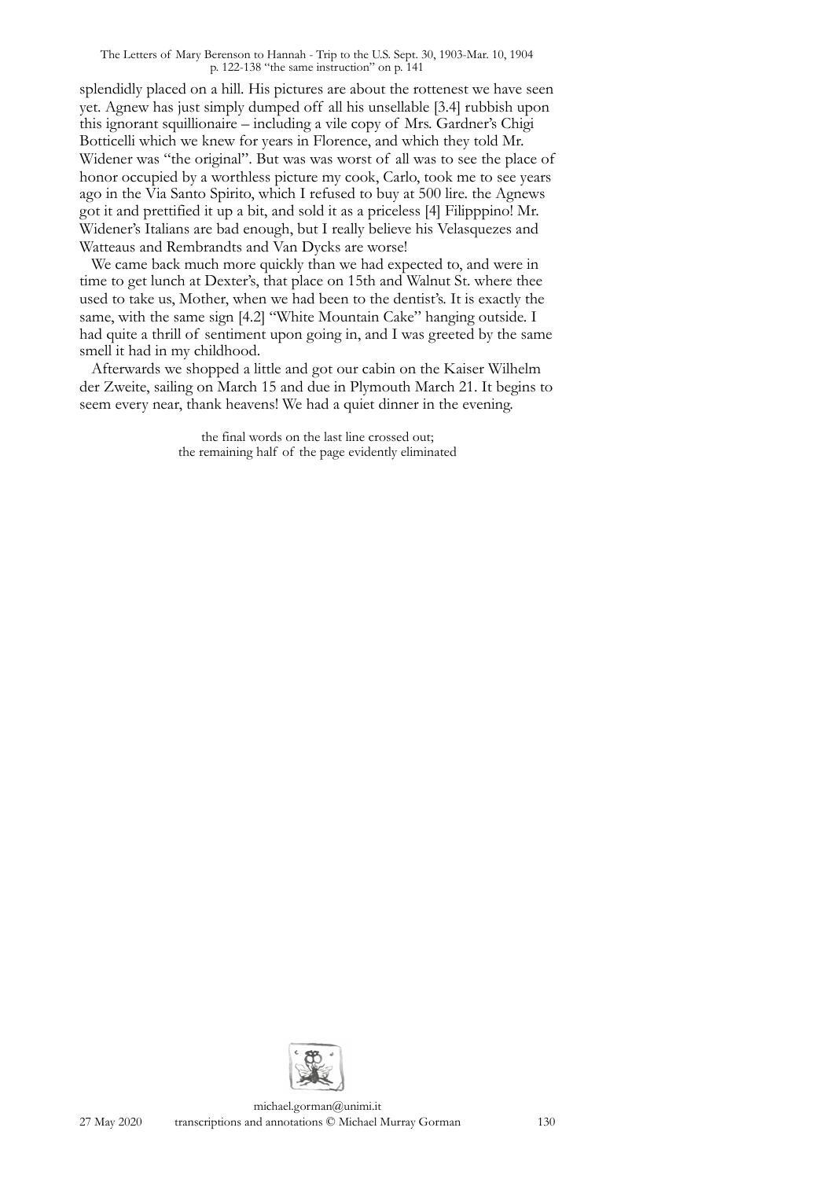splendidly placed on a hill. His pictures are about the rottenest we have seen yet. Agnew has just simply dumped off all his unsellable [3.4] rubbish upon this ignorant squillionaire – including a vile copy of Mrs. Gardner's Chigi Botticelli which we knew for years in Florence, and which they told Mr. Widener was "the original". But was was worst of all was to see the place of honor occupied by a worthless picture my cook, Carlo, took me to see years ago in the Via Santo Spirito, which I refused to buy at 500 lire. the Agnews got it and prettified it up a bit, and sold it as a priceless [4] Filipppino! Mr. Widener's Italians are bad enough, but I really believe his Velasquezes and Watteaus and Rembrandts and Van Dycks are worse!

We came back much more quickly than we had expected to, and were in time to get lunch at Dexter's, that place on 15th and Walnut St. where thee used to take us, Mother, when we had been to the dentist's. It is exactly the same, with the same sign [4.2] "White Mountain Cake" hanging outside. I had quite a thrill of sentiment upon going in, and I was greeted by the same smell it had in my childhood.

Afterwards we shopped a little and got our cabin on the Kaiser Wilhelm der Zweite, sailing on March 15 and due in Plymouth March 21. It begins to seem every near, thank heavens! We had a quiet dinner in the evening.

the final words on the last line crossed out;
the remaining half of the page evidently eliminated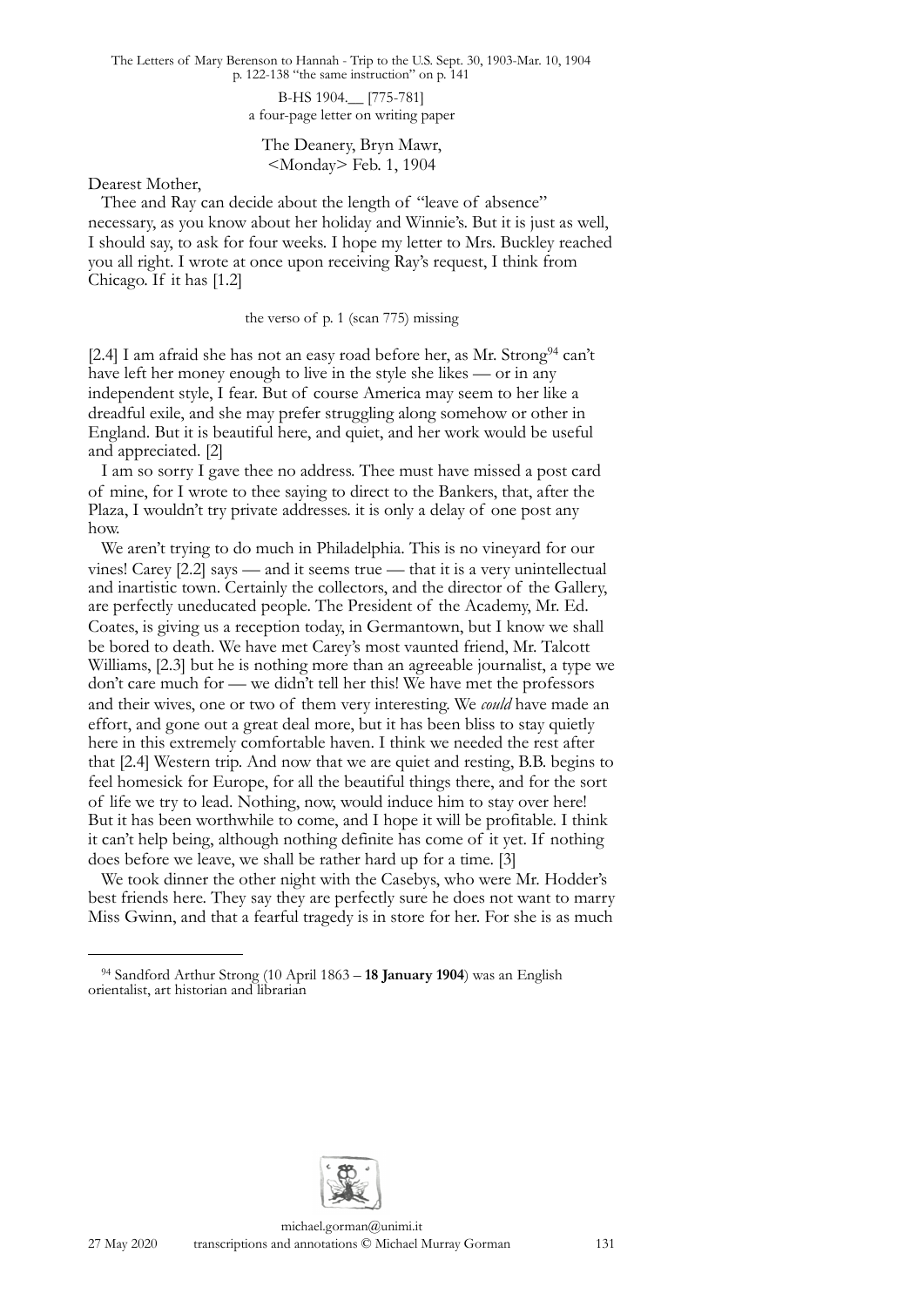B-HS 1904.__ [775-781]
a four-page letter on writing paper

The Deanery, Bryn Mawr,
<Monday> Feb. 1, 1904

Dearest Mother,

Thee and Ray can decide about the length of "leave of absence" necessary, as you know about her holiday and Winnie's. But it is just as well, I should say, to ask for four weeks. I hope my letter to Mrs. Buckley reached you all right. I wrote at once upon receiving Ray's request, I think from Chicago. If it has [1.2]

the verso of p. 1 (scan 775) missing

[2.4] I am afraid she has not an easy road before her, as Mr. Strong[94] can't have left her money enough to live in the style she likes — or in any independent style, I fear. But of course America may seem to her like a dreadful exile, and she may prefer struggling along somehow or other in England. But it is beautiful here, and quiet, and her work would be useful and appreciated. [2]

I am so sorry I gave thee no address. Thee must have missed a post card of mine, for I wrote to thee saying to direct to the Bankers, that, after the Plaza, I wouldn't try private addresses. it is only a delay of one post any how.

We aren't trying to do much in Philadelphia. This is no vineyard for our vines! Carey [2.2] says — and it seems true — that it is a very unintellectual and inartistic town. Certainly the collectors, and the director of the Gallery, are perfectly uneducated people. The President of the Academy, Mr. Ed. Coates, is giving us a reception today, in Germantown, but I know we shall be bored to death. We have met Carey's most vaunted friend, Mr. Talcott Williams, [2.3] but he is nothing more than an agreeable journalist, a type we don't care much for — we didn't tell her this! We have met the professors and their wives, one or two of them very interesting. We *could* have made an effort, and gone out a great deal more, but it has been bliss to stay quietly here in this extremely comfortable haven. I think we needed the rest after that [2.4] Western trip. And now that we are quiet and resting, B.B. begins to feel homesick for Europe, for all the beautiful things there, and for the sort of life we try to lead. Nothing, now, would induce him to stay over here! But it has been worthwhile to come, and I hope it will be profitable. I think it can't help being, although nothing definite has come of it yet. If nothing does before we leave, we shall be rather hard up for a time. [3]

We took dinner the other night with the Casebys, who were Mr. Hodder's best friends here. They say they are perfectly sure he does not want to marry Miss Gwinn, and that a fearful tragedy is in store for her. For she is as much

---

[94] Sandford Arthur Strong (10 April 1863 – **18 January 1904**) was an English orientalist, art historian and librarian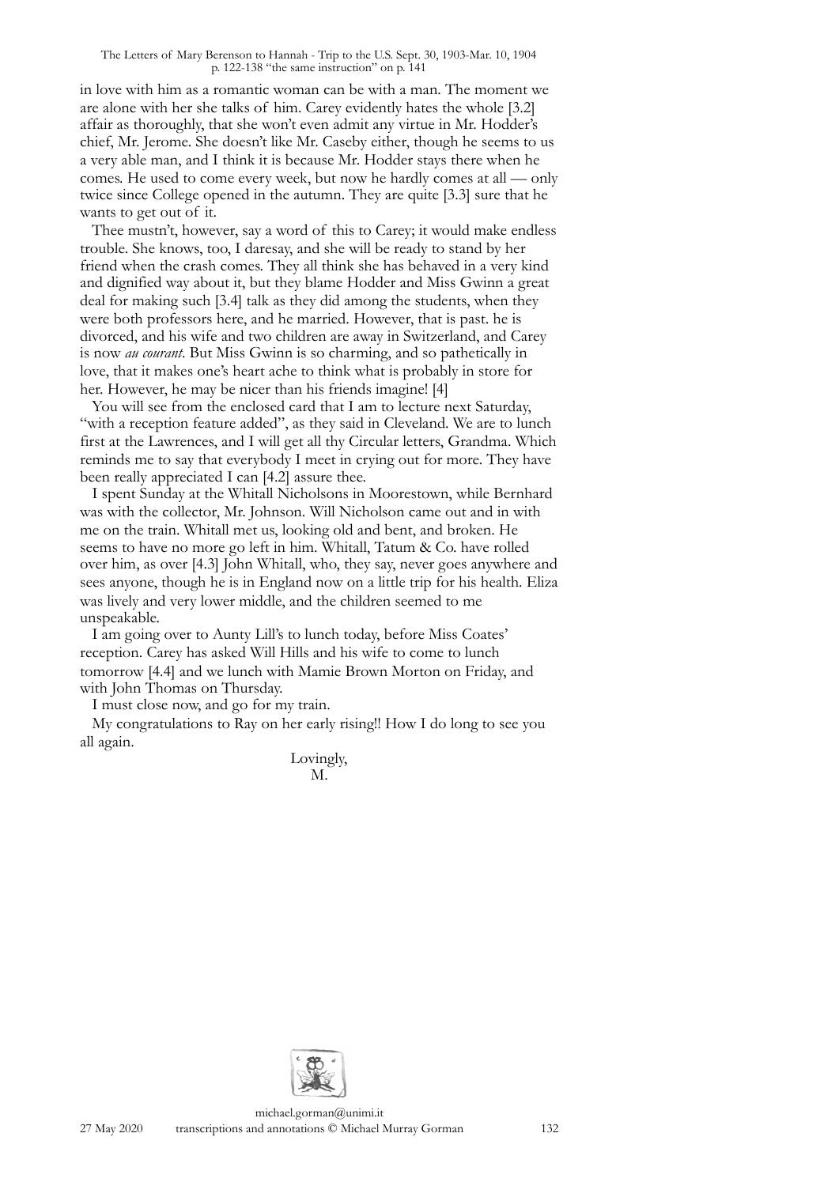in love with him as a romantic woman can be with a man. The moment we are alone with her she talks of him. Carey evidently hates the whole [3.2] affair as thoroughly, that she won't even admit any virtue in Mr. Hodder's chief, Mr. Jerome. She doesn't like Mr. Caseby either, though he seems to us a very able man, and I think it is because Mr. Hodder stays there when he comes. He used to come every week, but now he hardly comes at all — only twice since College opened in the autumn. They are quite [3.3] sure that he wants to get out of it.

Thee mustn't, however, say a word of this to Carey; it would make endless trouble. She knows, too, I daresay, and she will be ready to stand by her friend when the crash comes. They all think she has behaved in a very kind and dignified way about it, but they blame Hodder and Miss Gwinn a great deal for making such [3.4] talk as they did among the students, when they were both professors here, and he married. However, that is past. he is divorced, and his wife and two children are away in Switzerland, and Carey is now *au courant*. But Miss Gwinn is so charming, and so pathetically in love, that it makes one's heart ache to think what is probably in store for her. However, he may be nicer than his friends imagine! [4]

You will see from the enclosed card that I am to lecture next Saturday, "with a reception feature added", as they said in Cleveland. We are to lunch first at the Lawrences, and I will get all thy Circular letters, Grandma. Which reminds me to say that everybody I meet in crying out for more. They have been really appreciated I can [4.2] assure thee.

I spent Sunday at the Whitall Nicholsons in Moorestown, while Bernhard was with the collector, Mr. Johnson. Will Nicholson came out and in with me on the train. Whitall met us, looking old and bent, and broken. He seems to have no more go left in him. Whitall, Tatum & Co. have rolled over him, as over [4.3] John Whitall, who, they say, never goes anywhere and sees anyone, though he is in England now on a little trip for his health. Eliza was lively and very lower middle, and the children seemed to me unspeakable.

I am going over to Aunty Lill's to lunch today, before Miss Coates' reception. Carey has asked Will Hills and his wife to come to lunch tomorrow [4.4] and we lunch with Mamie Brown Morton on Friday, and with John Thomas on Thursday.

I must close now, and go for my train.

My congratulations to Ray on her early rising!! How I do long to see you all again.

Lovingly,
M.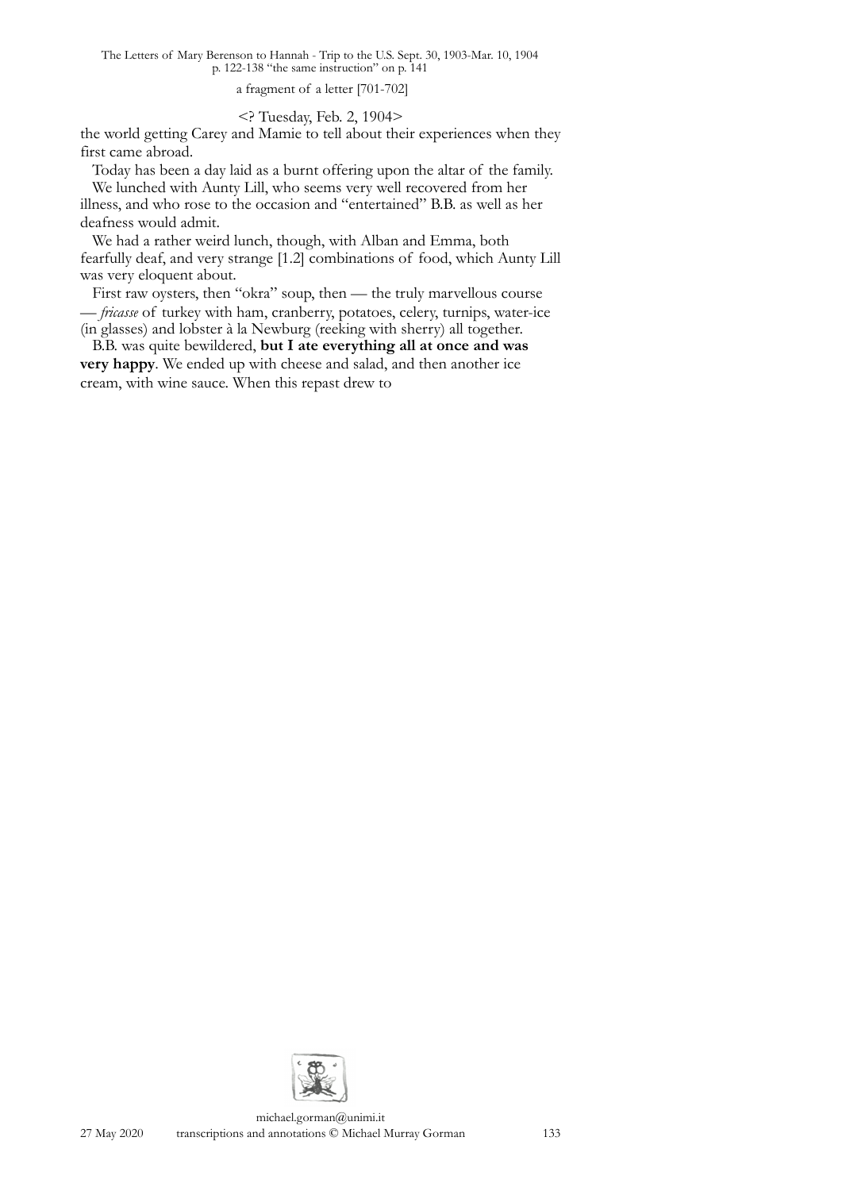a fragment of a letter [701-702]

<? Tuesday, Feb. 2, 1904>

the world getting Carey and Mamie to tell about their experiences when they first came abroad.

Today has been a day laid as a burnt offering upon the altar of the family.

We lunched with Aunty Lill, who seems very well recovered from her illness, and who rose to the occasion and "entertained" B.B. as well as her deafness would admit.

We had a rather weird lunch, though, with Alban and Emma, both fearfully deaf, and very strange [1.2] combinations of food, which Aunty Lill was very eloquent about.

First raw oysters, then "okra" soup, then — the truly marvellous course — *fricasse* of turkey with ham, cranberry, potatoes, celery, turnips, water-ice (in glasses) and lobster à la Newburg (reeking with sherry) all together.

B.B. was quite bewildered, **but I ate everything all at once and was very happy**. We ended up with cheese and salad, and then another ice cream, with wine sauce. When this repast drew to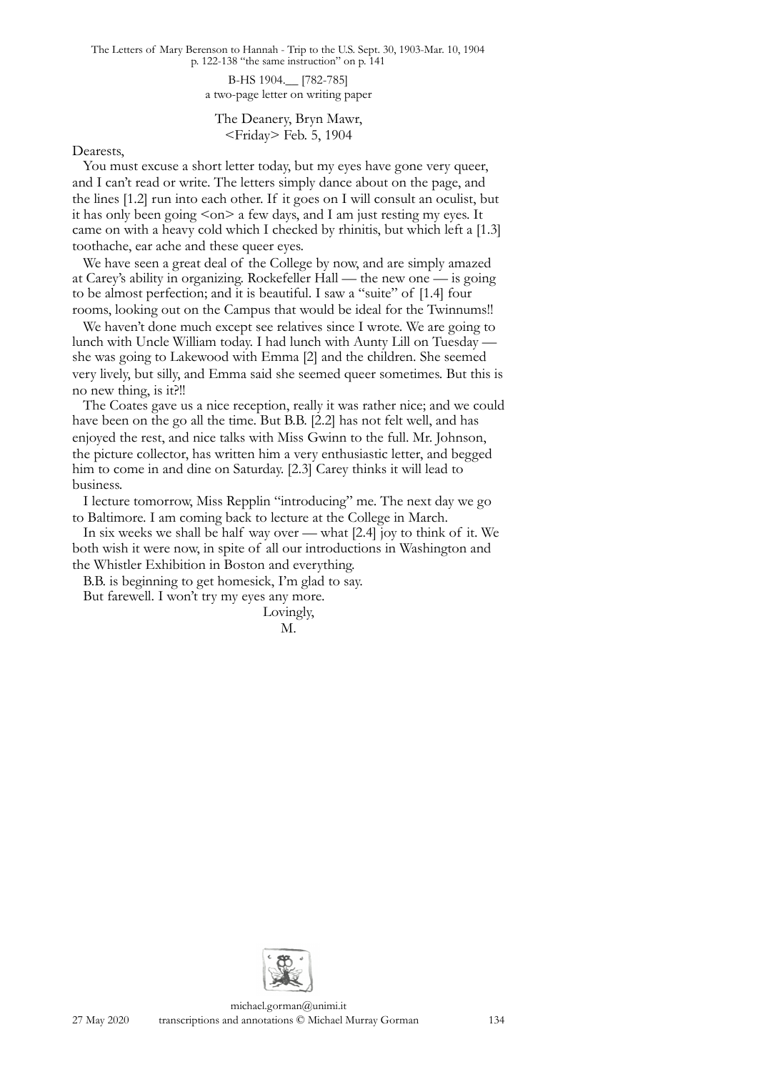B-HS 1904.__ [782-785]
a two-page letter on writing paper

The Deanery, Bryn Mawr,
<Friday> Feb. 5, 1904

Dearests,

You must excuse a short letter today, but my eyes have gone very queer, and I can't read or write. The letters simply dance about on the page, and the lines [1.2] run into each other. If it goes on I will consult an oculist, but it has only been going <on> a few days, and I am just resting my eyes. It came on with a heavy cold which I checked by rhinitis, but which left a [1.3] toothache, ear ache and these queer eyes.

We have seen a great deal of the College by now, and are simply amazed at Carey's ability in organizing. Rockefeller Hall — the new one — is going to be almost perfection; and it is beautiful. I saw a "suite" of [1.4] four rooms, looking out on the Campus that would be ideal for the Twinnums!!

We haven't done much except see relatives since I wrote. We are going to lunch with Uncle William today. I had lunch with Aunty Lill on Tuesday — she was going to Lakewood with Emma [2] and the children. She seemed very lively, but silly, and Emma said she seemed queer sometimes. But this is no new thing, is it?!!

The Coates gave us a nice reception, really it was rather nice; and we could have been on the go all the time. But B.B. [2.2] has not felt well, and has enjoyed the rest, and nice talks with Miss Gwinn to the full. Mr. Johnson, the picture collector, has written him a very enthusiastic letter, and begged him to come in and dine on Saturday. [2.3] Carey thinks it will lead to business.

I lecture tomorrow, Miss Repplin "introducing" me. The next day we go to Baltimore. I am coming back to lecture at the College in March.

In six weeks we shall be half way over — what [2.4] joy to think of it. We both wish it were now, in spite of all our introductions in Washington and the Whistler Exhibition in Boston and everything.

B.B. is beginning to get homesick, I'm glad to say.

But farewell. I won't try my eyes any more.

Lovingly,
M.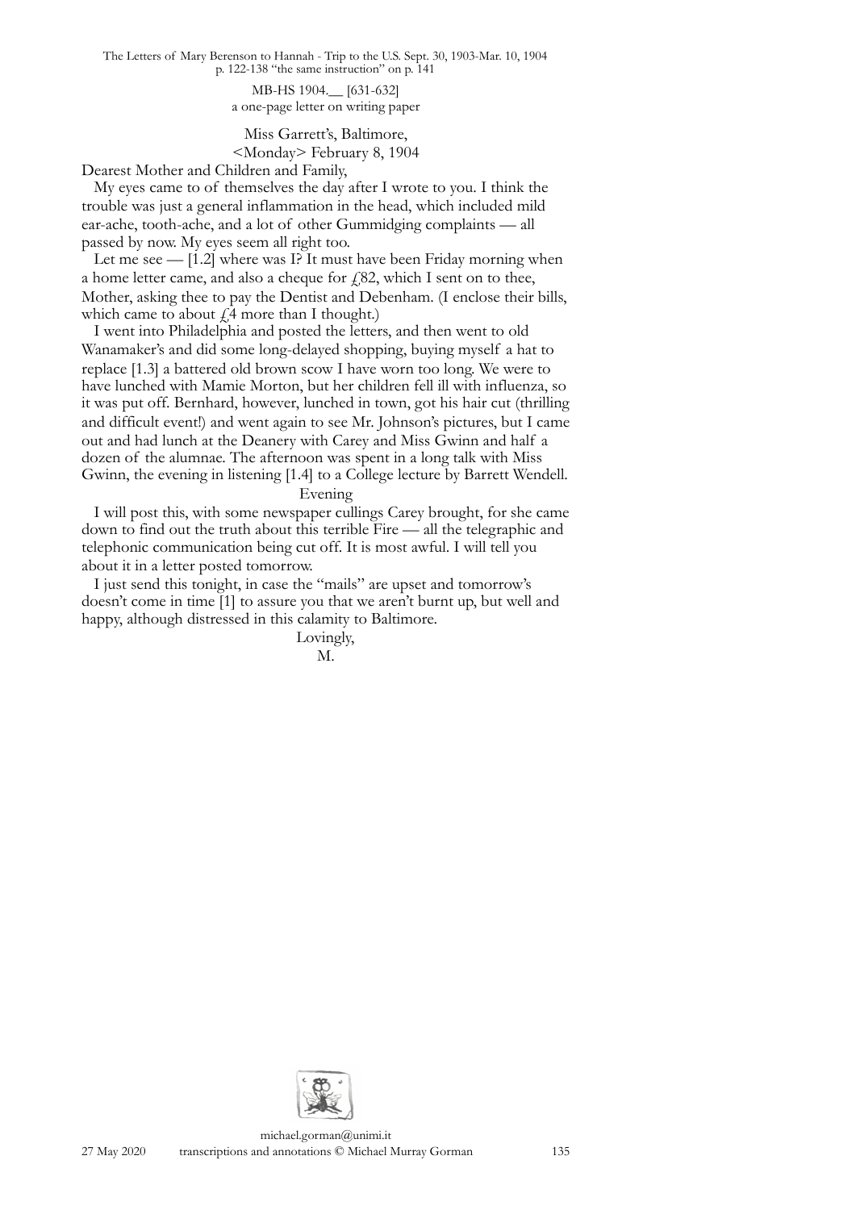MB-HS 1904.__ [631-632]
a one-page letter on writing paper

Miss Garrett's, Baltimore,
<Monday> February 8, 1904

Dearest Mother and Children and Family,

My eyes came to of themselves the day after I wrote to you. I think the trouble was just a general inflammation in the head, which included mild ear-ache, tooth-ache, and a lot of other Gummidging complaints — all passed by now. My eyes seem all right too.

Let me see — [1.2] where was I? It must have been Friday morning when a home letter came, and also a cheque for £82, which I sent on to thee, Mother, asking thee to pay the Dentist and Debenham. (I enclose their bills, which came to about £4 more than I thought.)

I went into Philadelphia and posted the letters, and then went to old Wanamaker's and did some long-delayed shopping, buying myself a hat to replace [1.3] a battered old brown scow I have worn too long. We were to have lunched with Mamie Morton, but her children fell ill with influenza, so it was put off. Bernhard, however, lunched in town, got his hair cut (thrilling and difficult event!) and went again to see Mr. Johnson's pictures, but I came out and had lunch at the Deanery with Carey and Miss Gwinn and half a dozen of the alumnae. The afternoon was spent in a long talk with Miss Gwinn, the evening in listening [1.4] to a College lecture by Barrett Wendell.

Evening

I will post this, with some newspaper cullings Carey brought, for she came down to find out the truth about this terrible Fire — all the telegraphic and telephonic communication being cut off. It is most awful. I will tell you about it in a letter posted tomorrow.

I just send this tonight, in case the "mails" are upset and tomorrow's doesn't come in time [1] to assure you that we aren't burnt up, but well and happy, although distressed in this calamity to Baltimore.

Lovingly,
M.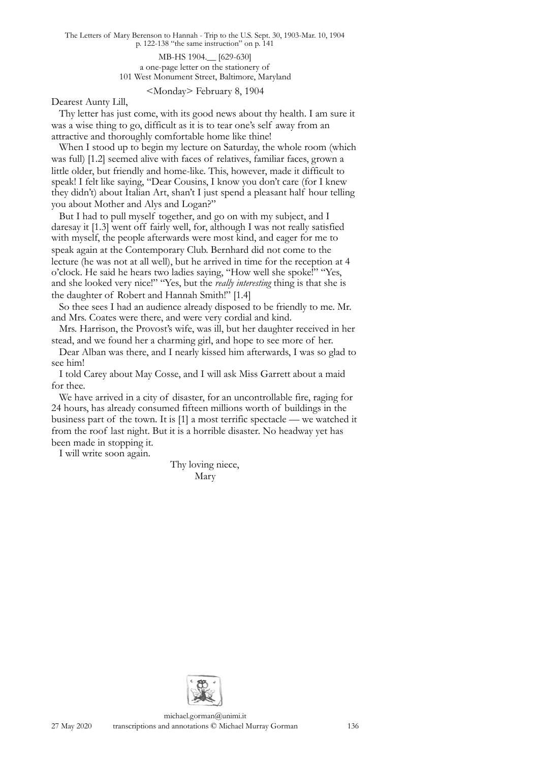MB-HS 1904.__ [629-630]
a one-page letter on the stationery of
101 West Monument Street, Baltimore, Maryland

<Monday> February 8, 1904

Dearest Aunty Lill,

Thy letter has just come, with its good news about thy health. I am sure it was a wise thing to go, difficult as it is to tear one's self away from an attractive and thoroughly comfortable home like thine!

When I stood up to begin my lecture on Saturday, the whole room (which was full) [1.2] seemed alive with faces of relatives, familiar faces, grown a little older, but friendly and home-like. This, however, made it difficult to speak! I felt like saying, "Dear Cousins, I know you don't care (for I knew they didn't) about Italian Art, shan't I just spend a pleasant half hour telling you about Mother and Alys and Logan?"

But I had to pull myself together, and go on with my subject, and I daresay it [1.3] went off fairly well, for, although I was not really satisfied with myself, the people afterwards were most kind, and eager for me to speak again at the Contemporary Club. Bernhard did not come to the lecture (he was not at all well), but he arrived in time for the reception at 4 o'clock. He said he hears two ladies saying, "How well she spoke!" "Yes, and she looked very nice!" "Yes, but the *really interesting* thing is that she is the daughter of Robert and Hannah Smith!" [1.4]

So thee sees I had an audience already disposed to be friendly to me. Mr. and Mrs. Coates were there, and were very cordial and kind.

Mrs. Harrison, the Provost's wife, was ill, but her daughter received in her stead, and we found her a charming girl, and hope to see more of her.

Dear Alban was there, and I nearly kissed him afterwards, I was so glad to see him!

I told Carey about May Cosse, and I will ask Miss Garrett about a maid for thee.

We have arrived in a city of disaster, for an uncontrollable fire, raging for 24 hours, has already consumed fifteen millions worth of buildings in the business part of the town. It is [1] a most terrific spectacle — we watched it from the roof last night. But it is a horrible disaster. No headway yet has been made in stopping it.

I will write soon again.

Thy loving niece,
Mary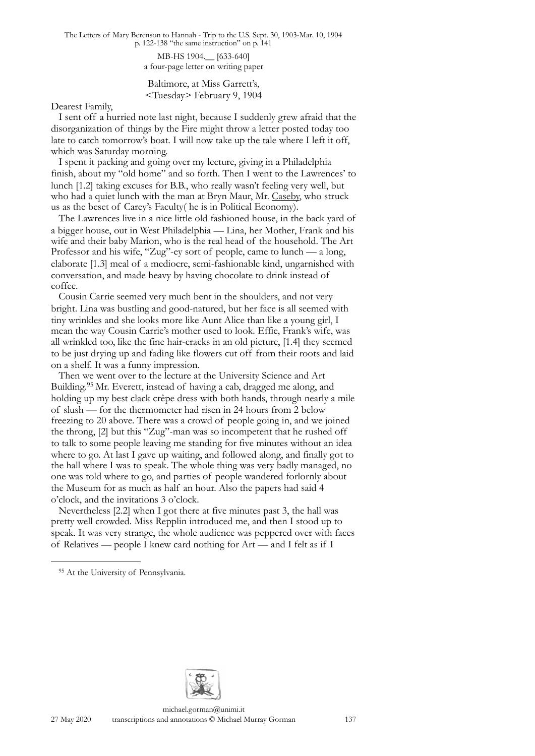MB-HS 1904.__ [633-640]
a four-page letter on writing paper

Baltimore, at Miss Garrett's,
<Tuesday> February 9, 1904

Dearest Family,

I sent off a hurried note last night, because I suddenly grew afraid that the disorganization of things by the Fire might throw a letter posted today too late to catch tomorrow's boat. I will now take up the tale where I left it off, which was Saturday morning.

I spent it packing and going over my lecture, giving in a Philadelphia finish, about my "old home" and so forth. Then I went to the Lawrences' to lunch [1.2] taking excuses for B.B., who really wasn't feeling very well, but who had a quiet lunch with the man at Bryn Maur, Mr. Caseby, who struck us as the beset of Carey's Faculty( he is in Political Economy).

The Lawrences live in a nice little old fashioned house, in the back yard of a bigger house, out in West Philadelphia — Lina, her Mother, Frank and his wife and their baby Marion, who is the real head of the household. The Art Professor and his wife, "Zug"-ey sort of people, came to lunch — a long, elaborate [1.3] meal of a mediocre, semi-fashionable kind, ungarnished with conversation, and made heavy by having chocolate to drink instead of coffee.

Cousin Carrie seemed very much bent in the shoulders, and not very bright. Lina was bustling and good-natured, but her face is all seemed with tiny wrinkles and she looks more like Aunt Alice than like a young girl, I mean the way Cousin Carrie's mother used to look. Effie, Frank's wife, was all wrinkled too, like the fine hair-cracks in an old picture, [1.4] they seemed to be just drying up and fading like flowers cut off from their roots and laid on a shelf. It was a funny impression.

Then we went over to the lecture at the University Science and Art Building.[95] Mr. Everett, instead of having a cab, dragged me along, and holding up my best clack crêpe dress with both hands, through nearly a mile of slush — for the thermometer had risen in 24 hours from 2 below freezing to 20 above. There was a crowd of people going in, and we joined the throng, [2] but this "Zug"-man was so incompetent that he rushed off to talk to some people leaving me standing for five minutes without an idea where to go. At last I gave up waiting, and followed along, and finally got to the hall where I was to speak. The whole thing was very badly managed, no one was told where to go, and parties of people wandered forlornly about the Museum for as much as half an hour. Also the papers had said 4 o'clock, and the invitations 3 o'clock.

Nevertheless [2.2] when I got there at five minutes past 3, the hall was pretty well crowded. Miss Repplin introduced me, and then I stood up to speak. It was very strange, the whole audience was peppered over with faces of Relatives — people I knew card nothing for Art — and I felt as if I

---

[95] At the University of Pennsylvania.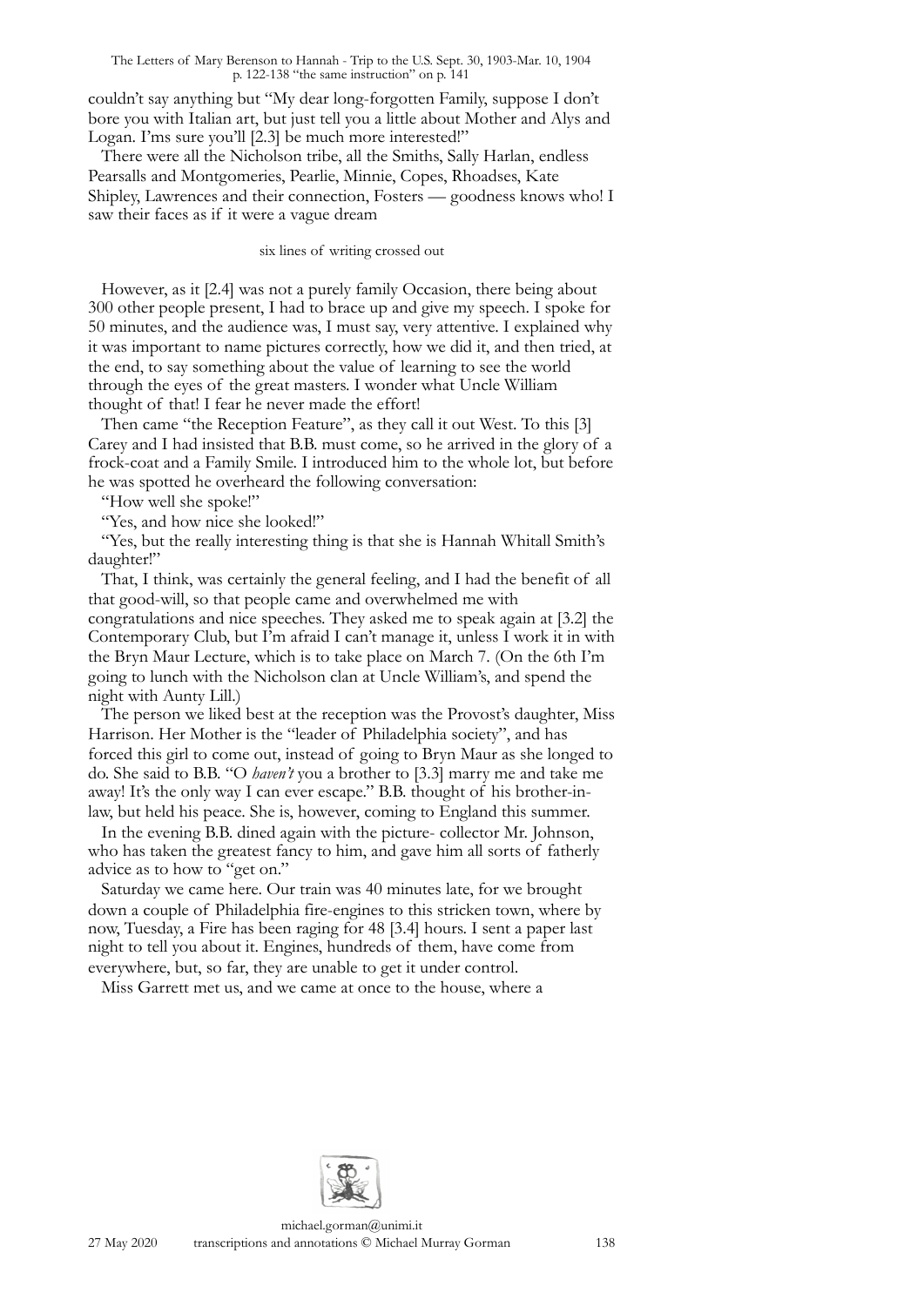couldn't say anything but "My dear long-forgotten Family, suppose I don't bore you with Italian art, but just tell you a little about Mother and Alys and Logan. I'ms sure you'll [2.3] be much more interested!"

There were all the Nicholson tribe, all the Smiths, Sally Harlan, endless Pearsalls and Montgomeries, Pearlie, Minnie, Copes, Rhoadses, Kate Shipley, Lawrences and their connection, Fosters — goodness knows who! I saw their faces as if it were a vague dream

six lines of writing crossed out

However, as it [2.4] was not a purely family Occasion, there being about 300 other people present, I had to brace up and give my speech. I spoke for 50 minutes, and the audience was, I must say, very attentive. I explained why it was important to name pictures correctly, how we did it, and then tried, at the end, to say something about the value of learning to see the world through the eyes of the great masters. I wonder what Uncle William thought of that! I fear he never made the effort!

Then came "the Reception Feature", as they call it out West. To this [3] Carey and I had insisted that B.B. must come, so he arrived in the glory of a frock-coat and a Family Smile. I introduced him to the whole lot, but before he was spotted he overheard the following conversation:

"How well she spoke!"

"Yes, and how nice she looked!"

"Yes, but the really interesting thing is that she is Hannah Whitall Smith's daughter!"

That, I think, was certainly the general feeling, and I had the benefit of all that good-will, so that people came and overwhelmed me with congratulations and nice speeches. They asked me to speak again at [3.2] the Contemporary Club, but I'm afraid I can't manage it, unless I work it in with the Bryn Maur Lecture, which is to take place on March 7. (On the 6th I'm going to lunch with the Nicholson clan at Uncle William's, and spend the night with Aunty Lill.)

The person we liked best at the reception was the Provost's daughter, Miss Harrison. Her Mother is the "leader of Philadelphia society", and has forced this girl to come out, instead of going to Bryn Maur as she longed to do. She said to B.B. "O *haven't* you a brother to [3.3] marry me and take me away! It's the only way I can ever escape." B.B. thought of his brother-in-law, but held his peace. She is, however, coming to England this summer.

In the evening B.B. dined again with the picture- collector Mr. Johnson, who has taken the greatest fancy to him, and gave him all sorts of fatherly advice as to how to "get on."

Saturday we came here. Our train was 40 minutes late, for we brought down a couple of Philadelphia fire-engines to this stricken town, where by now, Tuesday, a Fire has been raging for 48 [3.4] hours. I sent a paper last night to tell you about it. Engines, hundreds of them, have come from everywhere, but, so far, they are unable to get it under control.

Miss Garrett met us, and we came at once to the house, where a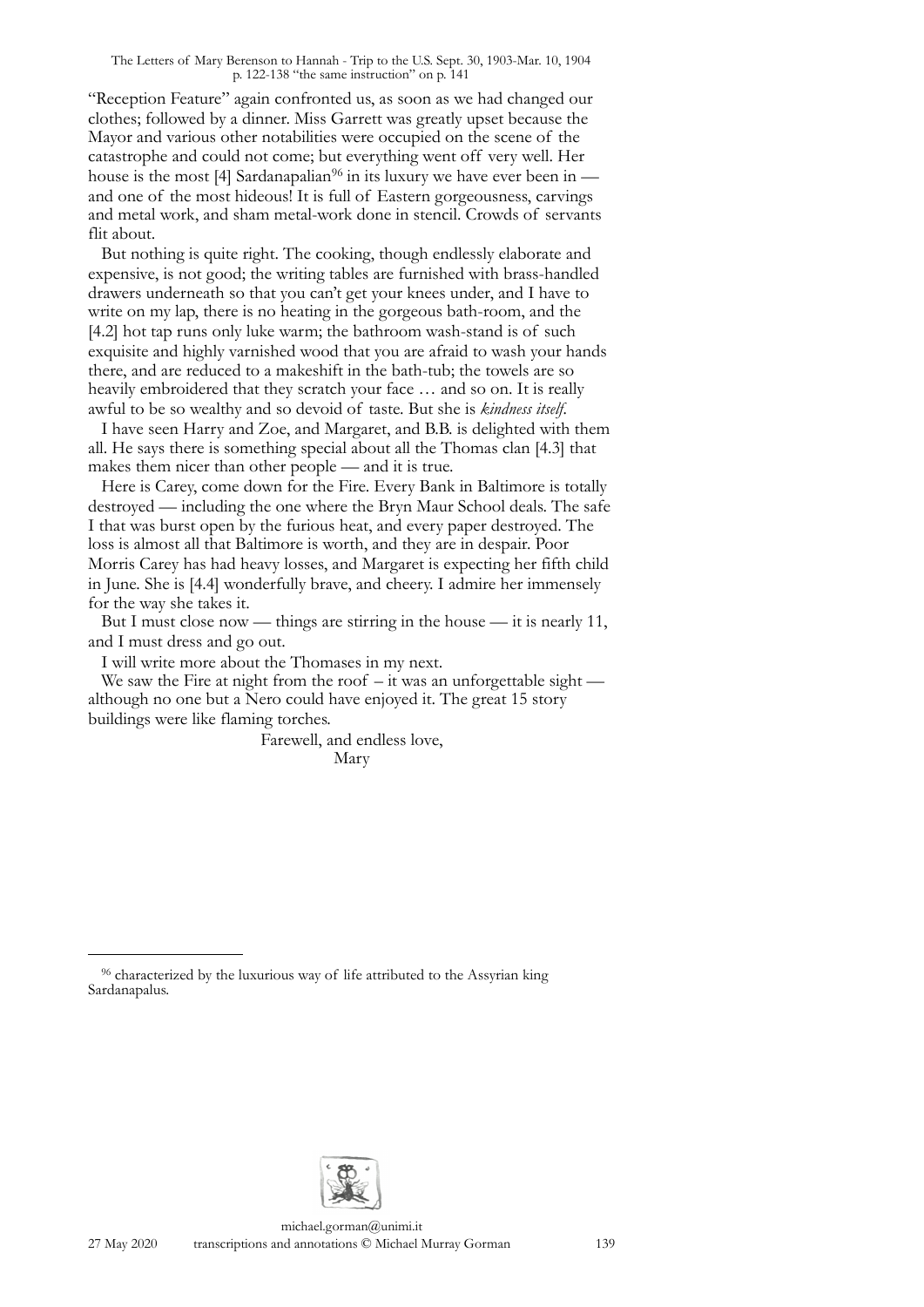"Reception Feature" again confronted us, as soon as we had changed our clothes; followed by a dinner. Miss Garrett was greatly upset because the Mayor and various other notabilities were occupied on the scene of the catastrophe and could not come; but everything went off very well. Her house is the most [4] Sardanapalian[96] in its luxury we have ever been in — and one of the most hideous! It is full of Eastern gorgeousness, carvings and metal work, and sham metal-work done in stencil. Crowds of servants flit about.

But nothing is quite right. The cooking, though endlessly elaborate and expensive, is not good; the writing tables are furnished with brass-handled drawers underneath so that you can't get your knees under, and I have to write on my lap, there is no heating in the gorgeous bath-room, and the [4.2] hot tap runs only luke warm; the bathroom wash-stand is of such exquisite and highly varnished wood that you are afraid to wash your hands there, and are reduced to a makeshift in the bath-tub; the towels are so heavily embroidered that they scratch your face … and so on. It is really awful to be so wealthy and so devoid of taste. But she is *kindness itself*.

I have seen Harry and Zoe, and Margaret, and B.B. is delighted with them all. He says there is something special about all the Thomas clan [4.3] that makes them nicer than other people — and it is true.

Here is Carey, come down for the Fire. Every Bank in Baltimore is totally destroyed — including the one where the Bryn Maur School deals. The safe I that was burst open by the furious heat, and every paper destroyed. The loss is almost all that Baltimore is worth, and they are in despair. Poor Morris Carey has had heavy losses, and Margaret is expecting her fifth child in June. She is [4.4] wonderfully brave, and cheery. I admire her immensely for the way she takes it.

But I must close now — things are stirring in the house — it is nearly 11, and I must dress and go out.

I will write more about the Thomases in my next.

We saw the Fire at night from the roof – it was an unforgettable sight — although no one but a Nero could have enjoyed it. The great 15 story buildings were like flaming torches.

Farewell, and endless love,
Mary

---

[96] characterized by the luxurious way of life attributed to the Assyrian king Sardanapalus.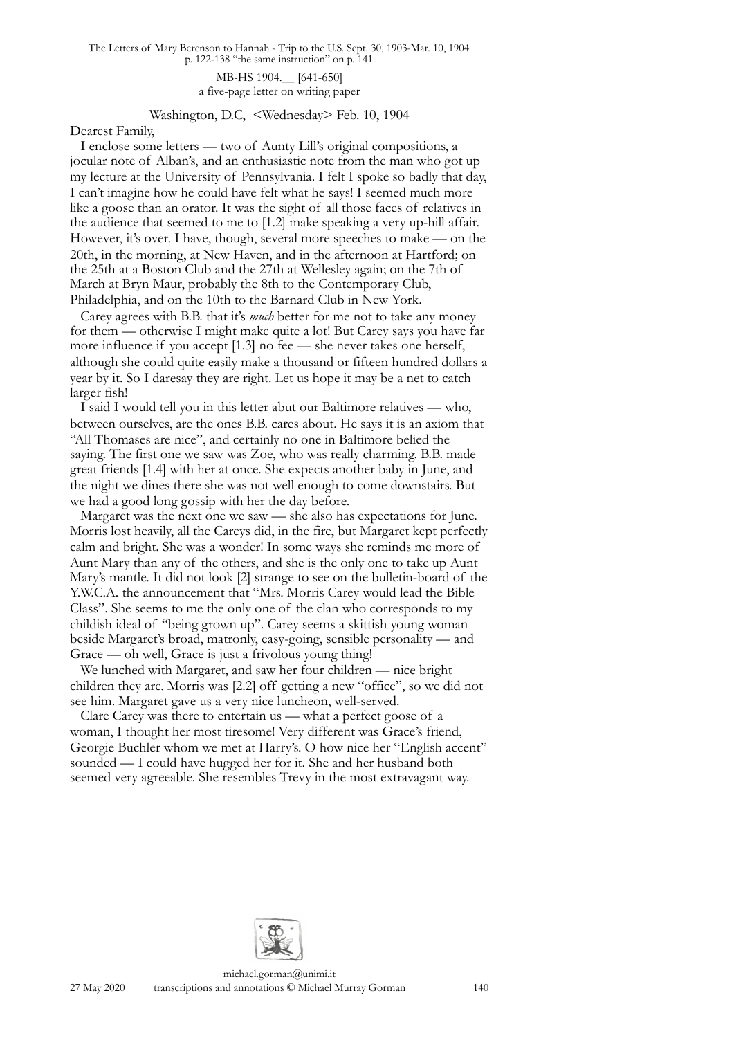MB-HS 1904.__ [641-650]
a five-page letter on writing paper

Washington, D.C, <Wednesday> Feb. 10, 1904

Dearest Family,

I enclose some letters — two of Aunty Lill's original compositions, a jocular note of Alban's, and an enthusiastic note from the man who got up my lecture at the University of Pennsylvania. I felt I spoke so badly that day, I can't imagine how he could have felt what he says! I seemed much more like a goose than an orator. It was the sight of all those faces of relatives in the audience that seemed to me to [1.2] make speaking a very up-hill affair. However, it's over. I have, though, several more speeches to make — on the 20th, in the morning, at New Haven, and in the afternoon at Hartford; on the 25th at a Boston Club and the 27th at Wellesley again; on the 7th of March at Bryn Maur, probably the 8th to the Contemporary Club, Philadelphia, and on the 10th to the Barnard Club in New York.

Carey agrees with B.B. that it's *much* better for me not to take any money for them — otherwise I might make quite a lot! But Carey says you have far more influence if you accept [1.3] no fee — she never takes one herself, although she could quite easily make a thousand or fifteen hundred dollars a year by it. So I daresay they are right. Let us hope it may be a net to catch larger fish!

I said I would tell you in this letter abut our Baltimore relatives — who, between ourselves, are the ones B.B. cares about. He says it is an axiom that "All Thomases are nice", and certainly no one in Baltimore belied the saying. The first one we saw was Zoe, who was really charming. B.B. made great friends [1.4] with her at once. She expects another baby in June, and the night we dines there she was not well enough to come downstairs. But we had a good long gossip with her the day before.

Margaret was the next one we saw — she also has expectations for June. Morris lost heavily, all the Careys did, in the fire, but Margaret kept perfectly calm and bright. She was a wonder! In some ways she reminds me more of Aunt Mary than any of the others, and she is the only one to take up Aunt Mary's mantle. It did not look [2] strange to see on the bulletin-board of the Y.W.C.A. the announcement that "Mrs. Morris Carey would lead the Bible Class". She seems to me the only one of the clan who corresponds to my childish ideal of "being grown up". Carey seems a skittish young woman beside Margaret's broad, matronly, easy-going, sensible personality — and Grace — oh well, Grace is just a frivolous young thing!

We lunched with Margaret, and saw her four children — nice bright children they are. Morris was [2.2] off getting a new "office", so we did not see him. Margaret gave us a very nice luncheon, well-served.

Clare Carey was there to entertain us — what a perfect goose of a woman, I thought her most tiresome! Very different was Grace's friend, Georgie Buchler whom we met at Harry's. O how nice her "English accent" sounded — I could have hugged her for it. She and her husband both seemed very agreeable. She resembles Trevy in the most extravagant way.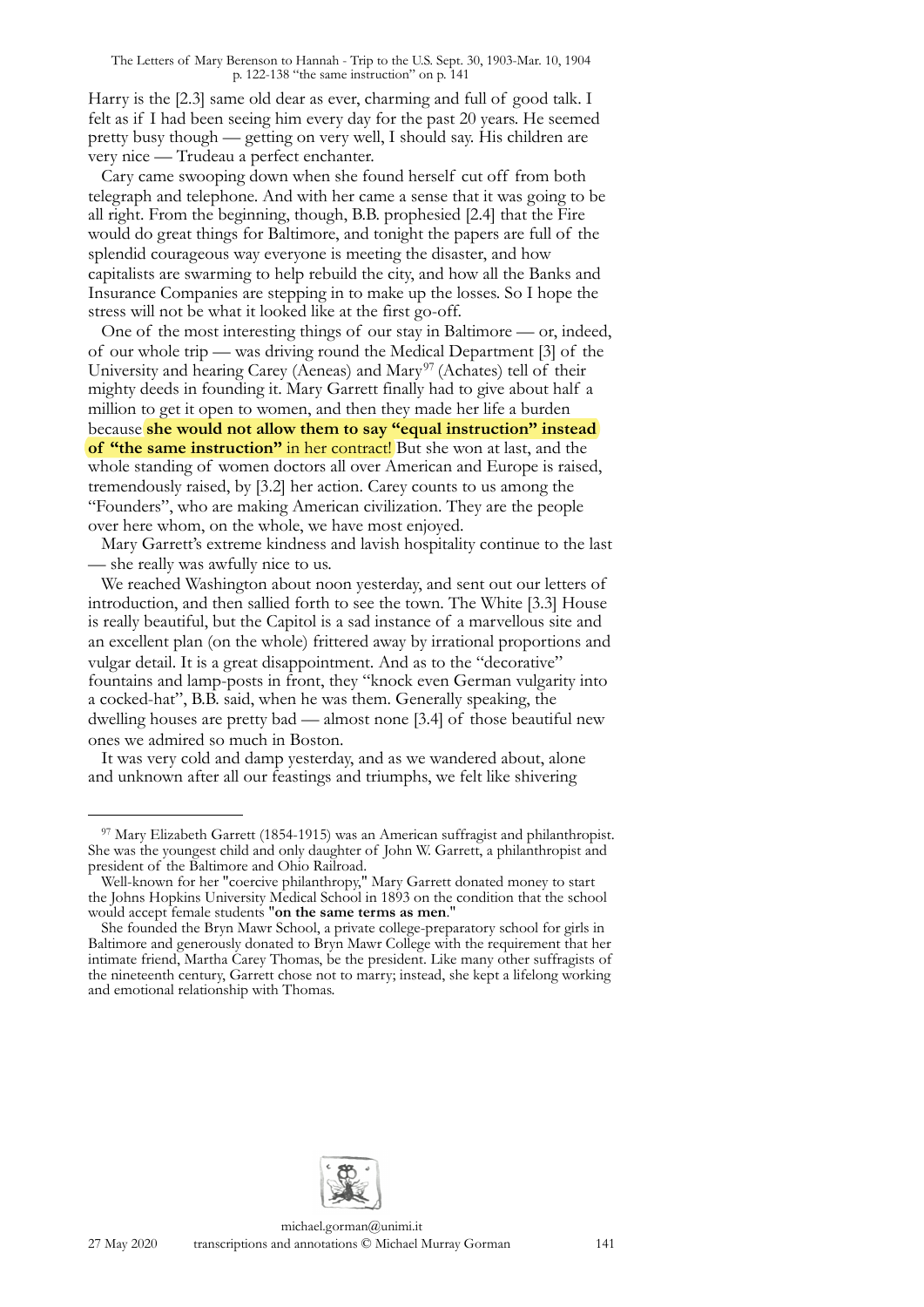Harry is the [2.3] same old dear as ever, charming and full of good talk. I felt as if I had been seeing him every day for the past 20 years. He seemed pretty busy though — getting on very well, I should say. His children are very nice — Trudeau a perfect enchanter.

Cary came swooping down when she found herself cut off from both telegraph and telephone. And with her came a sense that it was going to be all right. From the beginning, though, B.B. prophesied [2.4] that the Fire would do great things for Baltimore, and tonight the papers are full of the splendid courageous way everyone is meeting the disaster, and how capitalists are swarming to help rebuild the city, and how all the Banks and Insurance Companies are stepping in to make up the losses. So I hope the stress will not be what it looked like at the first go-off.

One of the most interesting things of our stay in Baltimore — or, indeed, of our whole trip — was driving round the Medical Department [3] of the University and hearing Carey (Aeneas) and Mary[97] (Achates) tell of their mighty deeds in founding it. Mary Garrett finally had to give about half a million to get it open to women, and then they made her life a burden because **she would not allow them to say "equal instruction" instead of "the same instruction"** in her contract! But she won at last, and the whole standing of women doctors all over American and Europe is raised, tremendously raised, by [3.2] her action. Carey counts to us among the "Founders", who are making American civilization. They are the people over here whom, on the whole, we have most enjoyed.

Mary Garrett's extreme kindness and lavish hospitality continue to the last — she really was awfully nice to us.

We reached Washington about noon yesterday, and sent out our letters of introduction, and then sallied forth to see the town. The White [3.3] House is really beautiful, but the Capitol is a sad instance of a marvellous site and an excellent plan (on the whole) frittered away by irrational proportions and vulgar detail. It is a great disappointment. And as to the "decorative" fountains and lamp-posts in front, they "knock even German vulgarity into a cocked-hat", B.B. said, when he was them. Generally speaking, the dwelling houses are pretty bad — almost none [3.4] of those beautiful new ones we admired so much in Boston.

It was very cold and damp yesterday, and as we wandered about, alone and unknown after all our feastings and triumphs, we felt like shivering

---

[97] Mary Elizabeth Garrett (1854-1915) was an American suffragist and philanthropist. She was the youngest child and only daughter of John W. Garrett, a philanthropist and president of the Baltimore and Ohio Railroad.

Well-known for her "coercive philanthropy," Mary Garrett donated money to start the Johns Hopkins University Medical School in 1893 on the condition that the school would accept female students "**on the same terms as men**."

She founded the Bryn Mawr School, a private college-preparatory school for girls in Baltimore and generously donated to Bryn Mawr College with the requirement that her intimate friend, Martha Carey Thomas, be the president. Like many other suffragists of the nineteenth century, Garrett chose not to marry; instead, she kept a lifelong working and emotional relationship with Thomas.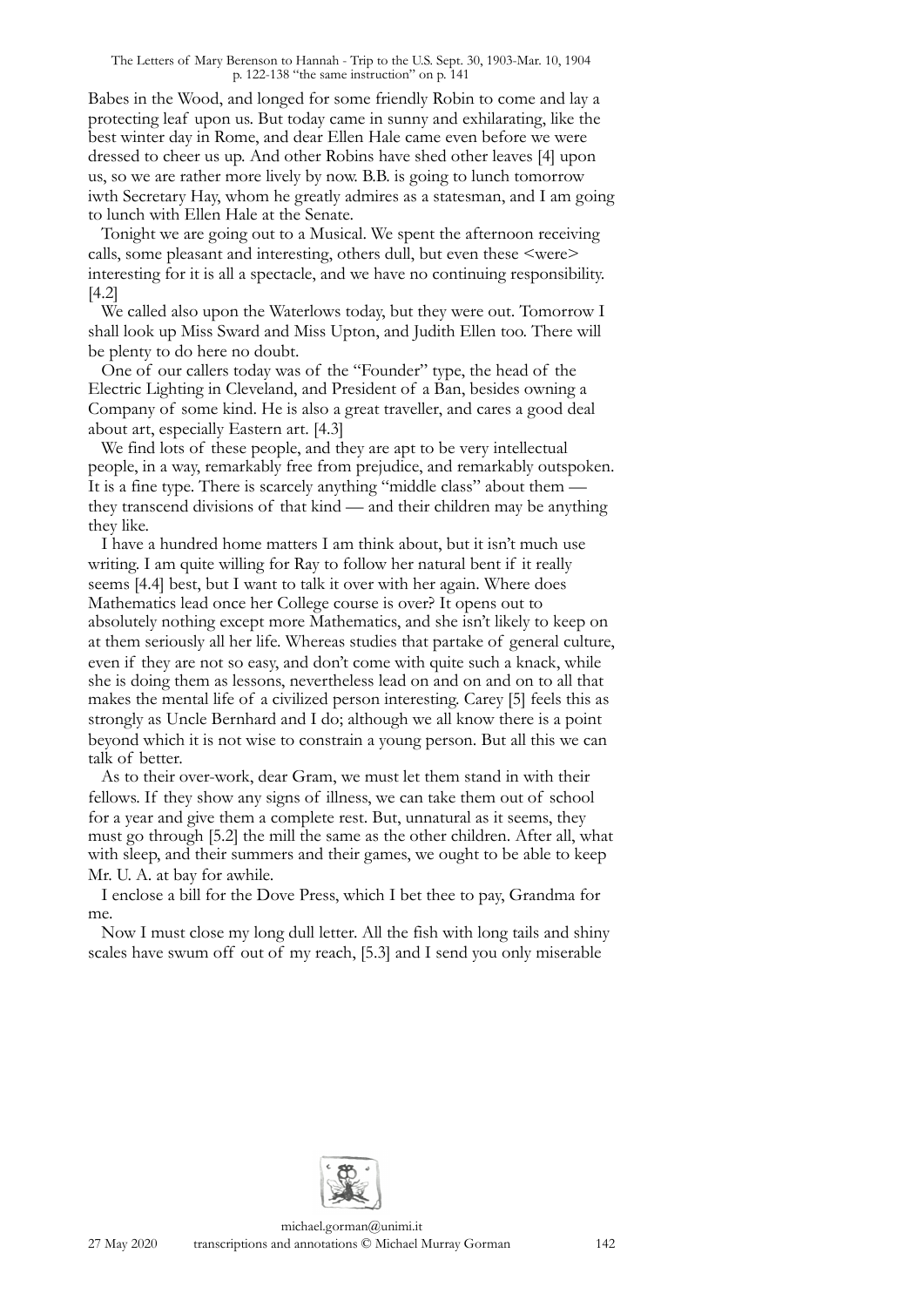Babes in the Wood, and longed for some friendly Robin to come and lay a protecting leaf upon us. But today came in sunny and exhilarating, like the best winter day in Rome, and dear Ellen Hale came even before we were dressed to cheer us up. And other Robins have shed other leaves [4] upon us, so we are rather more lively by now. B.B. is going to lunch tomorrow iwth Secretary Hay, whom he greatly admires as a statesman, and I am going to lunch with Ellen Hale at the Senate.

Tonight we are going out to a Musical. We spent the afternoon receiving calls, some pleasant and interesting, others dull, but even these <were> interesting for it is all a spectacle, and we have no continuing responsibility. [4.2]

We called also upon the Waterlows today, but they were out. Tomorrow I shall look up Miss Sward and Miss Upton, and Judith Ellen too. There will be plenty to do here no doubt.

One of our callers today was of the "Founder" type, the head of the Electric Lighting in Cleveland, and President of a Ban, besides owning a Company of some kind. He is also a great traveller, and cares a good deal about art, especially Eastern art. [4.3]

We find lots of these people, and they are apt to be very intellectual people, in a way, remarkably free from prejudice, and remarkably outspoken. It is a fine type. There is scarcely anything "middle class" about them — they transcend divisions of that kind — and their children may be anything they like.

I have a hundred home matters I am think about, but it isn't much use writing. I am quite willing for Ray to follow her natural bent if it really seems [4.4] best, but I want to talk it over with her again. Where does Mathematics lead once her College course is over? It opens out to absolutely nothing except more Mathematics, and she isn't likely to keep on at them seriously all her life. Whereas studies that partake of general culture, even if they are not so easy, and don't come with quite such a knack, while she is doing them as lessons, nevertheless lead on and on and on to all that makes the mental life of a civilized person interesting. Carey [5] feels this as strongly as Uncle Bernhard and I do; although we all know there is a point beyond which it is not wise to constrain a young person. But all this we can talk of better.

As to their over-work, dear Gram, we must let them stand in with their fellows. If they show any signs of illness, we can take them out of school for a year and give them a complete rest. But, unnatural as it seems, they must go through [5.2] the mill the same as the other children. After all, what with sleep, and their summers and their games, we ought to be able to keep Mr. U. A. at bay for awhile.

I enclose a bill for the Dove Press, which I bet thee to pay, Grandma for me.

Now I must close my long dull letter. All the fish with long tails and shiny scales have swum off out of my reach, [5.3] and I send you only miserable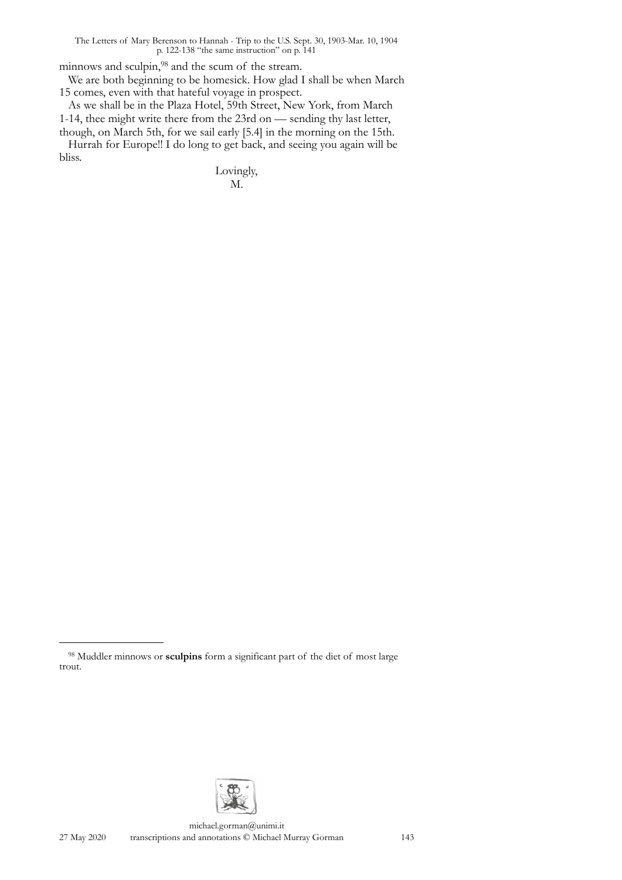minnows and sculpin,[98] and the scum of the stream.

We are both beginning to be homesick. How glad I shall be when March 15 comes, even with that hateful voyage in prospect.

As we shall be in the Plaza Hotel, 59th Street, New York, from March 1-14, thee might write there from the 23rd on — sending thy last letter, though, on March 5th, for we sail early [5.4] in the morning on the 15th.

Hurrah for Europe!! I do long to get back, and seeing you again will be bliss.

Lovingly,
M.

[98] Muddler minnows or **sculpins** form a significant part of the diet of most large trout.